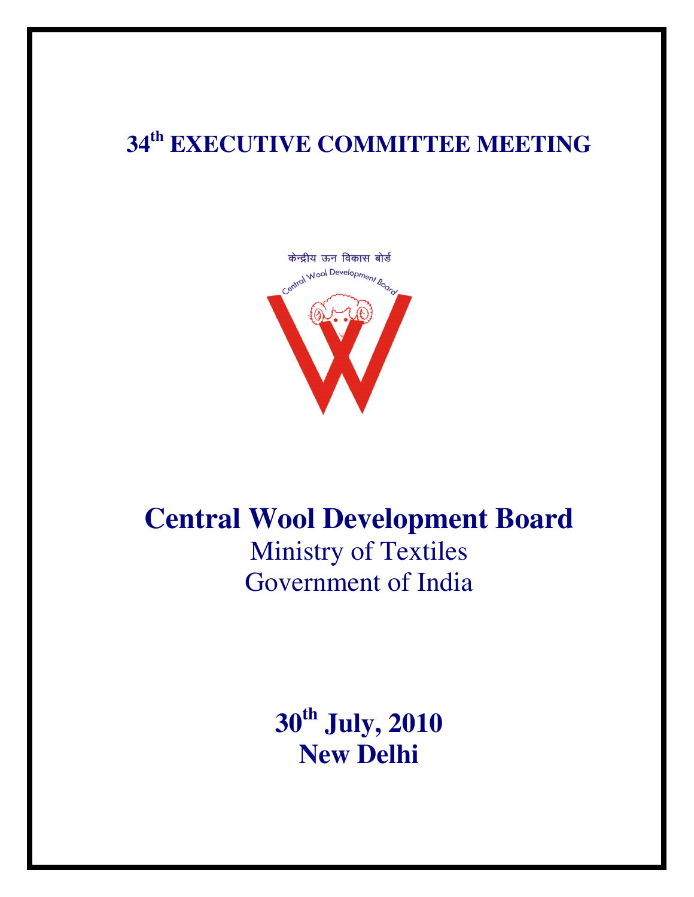# 34th EXECUTIVE COMMITTEE MEETING

केन्द्रीय ऊन विकास बोर्ड

Central Wool Development Board

# Central Wool Development Board

Ministry of Textiles

Government of India

**30th July, 2010**

**New Delhi**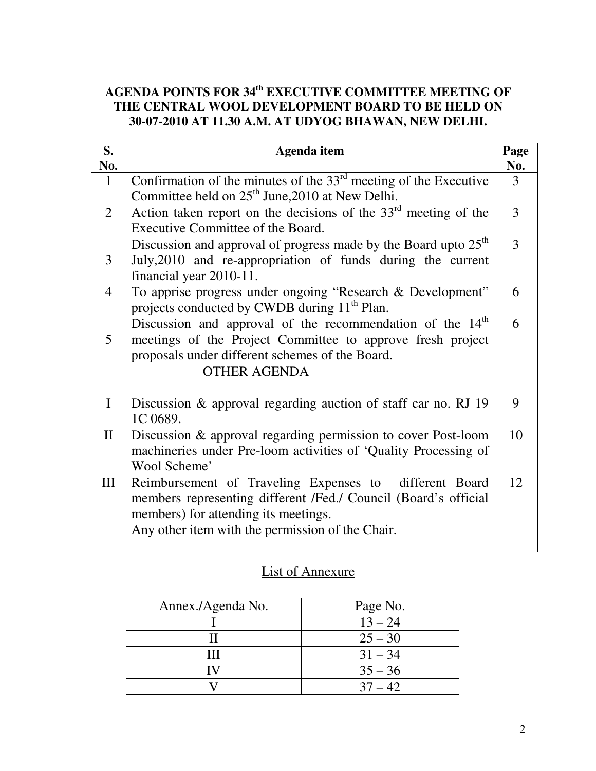**AGENDA POINTS FOR 34th EXECUTIVE COMMITTEE MEETING OF THE CENTRAL WOOL DEVELOPMENT BOARD TO BE HELD ON 30-07-2010 AT 11.30 A.M. AT UDYOG BHAWAN, NEW DELHI.**

| S. No. | Agenda item | Page No. |
|---|---|---|
| 1 | Confirmation of the minutes of the 33rd meeting of the Executive Committee held on 25th June,2010 at New Delhi. | 3 |
| 2 | Action taken report on the decisions of the 33rd meeting of the Executive Committee of the Board. | 3 |
| 3 | Discussion and approval of progress made by the Board upto 25th July,2010 and re-appropriation of funds during the current financial year 2010-11. | 3 |
| 4 | To apprise progress under ongoing "Research & Development" projects conducted by CWDB during 11th Plan. | 6 |
| 5 | Discussion and approval of the recommendation of the 14th meetings of the Project Committee to approve fresh project proposals under different schemes of the Board. | 6 |
| | OTHER AGENDA | |
| I | Discussion & approval regarding auction of staff car no. RJ 19 1C 0689. | 9 |
| II | Discussion & approval regarding permission to cover Post-loom machineries under Pre-loom activities of 'Quality Processing of Wool Scheme' | 10 |
| III | Reimbursement of Traveling Expenses to different Board members representing different /Fed./ Council (Board's official members) for attending its meetings. | 12 |
| | Any other item with the permission of the Chair. | |

## List of Annexure

| Annex./Agenda No. | Page No. |
|---|---|
| I | 13 – 24 |
| II | 25 – 30 |
| III | 31 – 34 |
| IV | 35 – 36 |
| V | 37 – 42 |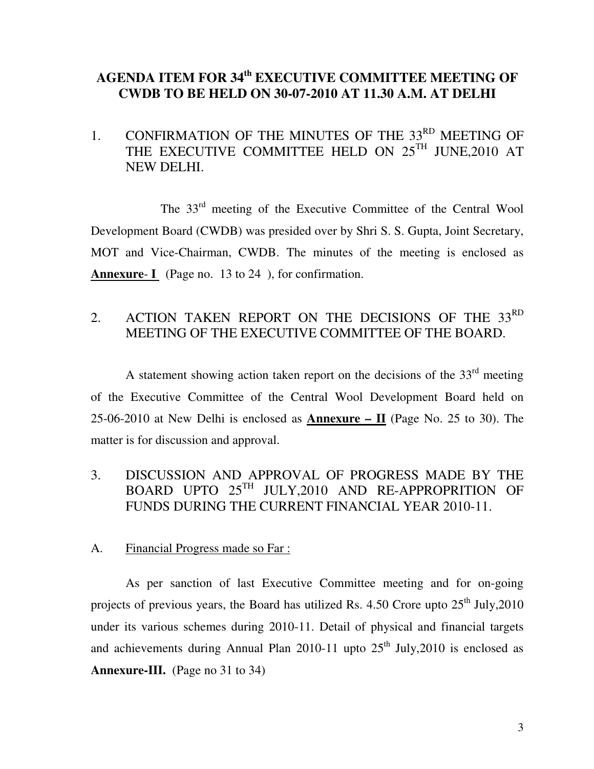# AGENDA ITEM FOR 34th EXECUTIVE COMMITTEE MEETING OF CWDB TO BE HELD ON 30-07-2010 AT 11.30 A.M. AT DELHI

## 1. CONFIRMATION OF THE MINUTES OF THE 33RD MEETING OF THE EXECUTIVE COMMITTEE HELD ON 25TH JUNE,2010 AT NEW DELHI.

The 33rd meeting of the Executive Committee of the Central Wool Development Board (CWDB) was presided over by Shri S. S. Gupta, Joint Secretary, MOT and Vice-Chairman, CWDB. The minutes of the meeting is enclosed as **Annexure- I** (Page no. 13 to 24 ), for confirmation.

## 2. ACTION TAKEN REPORT ON THE DECISIONS OF THE 33RD MEETING OF THE EXECUTIVE COMMITTEE OF THE BOARD.

A statement showing action taken report on the decisions of the 33rd meeting of the Executive Committee of the Central Wool Development Board held on 25-06-2010 at New Delhi is enclosed as **Annexure – II** (Page No. 25 to 30). The matter is for discussion and approval.

## 3. DISCUSSION AND APPROVAL OF PROGRESS MADE BY THE BOARD UPTO 25TH JULY,2010 AND RE-APPROPRITION OF FUNDS DURING THE CURRENT FINANCIAL YEAR 2010-11.

### A. Financial Progress made so Far :

As per sanction of last Executive Committee meeting and for on-going projects of previous years, the Board has utilized Rs. 4.50 Crore upto 25th July,2010 under its various schemes during 2010-11. Detail of physical and financial targets and achievements during Annual Plan 2010-11 upto 25th July,2010 is enclosed as **Annexure-III.** (Page no 31 to 34)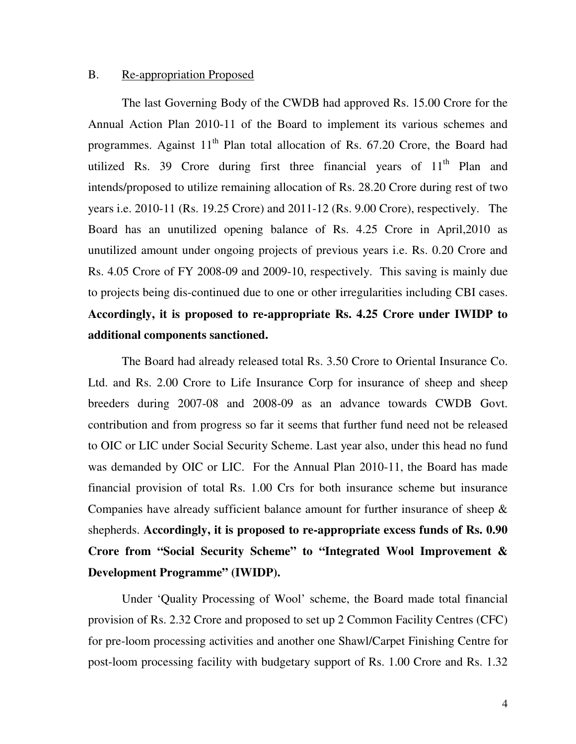B. Re-appropriation Proposed

The last Governing Body of the CWDB had approved Rs. 15.00 Crore for the Annual Action Plan 2010-11 of the Board to implement its various schemes and programmes. Against 11th Plan total allocation of Rs. 67.20 Crore, the Board had utilized Rs. 39 Crore during first three financial years of 11th Plan and intends/proposed to utilize remaining allocation of Rs. 28.20 Crore during rest of two years i.e. 2010-11 (Rs. 19.25 Crore) and 2011-12 (Rs. 9.00 Crore), respectively. The Board has an unutilized opening balance of Rs. 4.25 Crore in April,2010 as unutilized amount under ongoing projects of previous years i.e. Rs. 0.20 Crore and Rs. 4.05 Crore of FY 2008-09 and 2009-10, respectively. This saving is mainly due to projects being dis-continued due to one or other irregularities including CBI cases. **Accordingly, it is proposed to re-appropriate Rs. 4.25 Crore under IWIDP to additional components sanctioned.**

The Board had already released total Rs. 3.50 Crore to Oriental Insurance Co. Ltd. and Rs. 2.00 Crore to Life Insurance Corp for insurance of sheep and sheep breeders during 2007-08 and 2008-09 as an advance towards CWDB Govt. contribution and from progress so far it seems that further fund need not be released to OIC or LIC under Social Security Scheme. Last year also, under this head no fund was demanded by OIC or LIC. For the Annual Plan 2010-11, the Board has made financial provision of total Rs. 1.00 Crs for both insurance scheme but insurance Companies have already sufficient balance amount for further insurance of sheep & shepherds. **Accordingly, it is proposed to re-appropriate excess funds of Rs. 0.90 Crore from "Social Security Scheme" to "Integrated Wool Improvement & Development Programme" (IWIDP).**

Under 'Quality Processing of Wool' scheme, the Board made total financial provision of Rs. 2.32 Crore and proposed to set up 2 Common Facility Centres (CFC) for pre-loom processing activities and another one Shawl/Carpet Finishing Centre for post-loom processing facility with budgetary support of Rs. 1.00 Crore and Rs. 1.32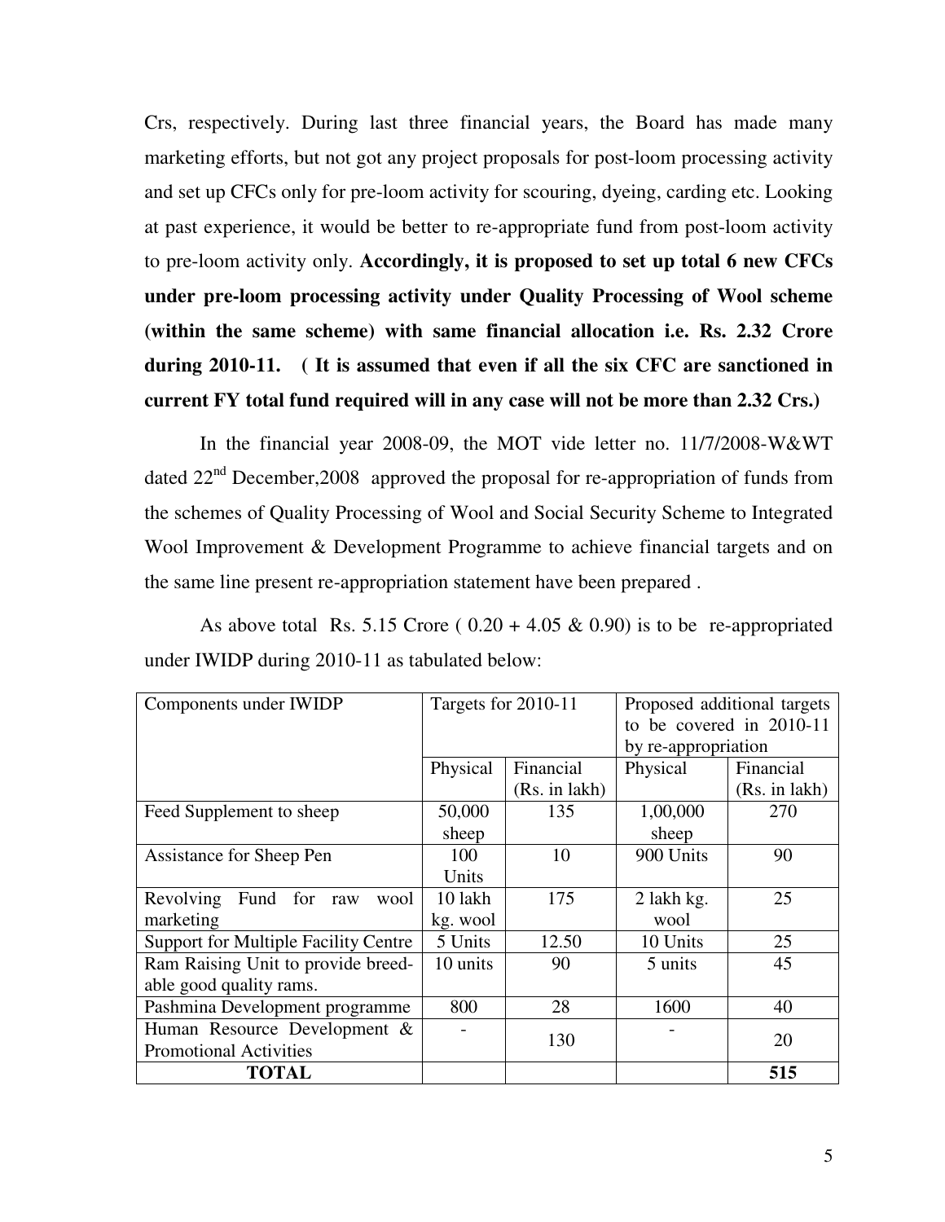Crs, respectively. During last three financial years, the Board has made many marketing efforts, but not got any project proposals for post-loom processing activity and set up CFCs only for pre-loom activity for scouring, dyeing, carding etc. Looking at past experience, it would be better to re-appropriate fund from post-loom activity to pre-loom activity only. **Accordingly, it is proposed to set up total 6 new CFCs under pre-loom processing activity under Quality Processing of Wool scheme (within the same scheme) with same financial allocation i.e. Rs. 2.32 Crore during 2010-11. ( It is assumed that even if all the six CFC are sanctioned in current FY total fund required will in any case will not be more than 2.32 Crs.)**

In the financial year 2008-09, the MOT vide letter no. 11/7/2008-W&WT dated 22nd December,2008 approved the proposal for re-appropriation of funds from the schemes of Quality Processing of Wool and Social Security Scheme to Integrated Wool Improvement & Development Programme to achieve financial targets and on the same line present re-appropriation statement have been prepared .

As above total Rs. 5.15 Crore ( 0.20 + 4.05 & 0.90) is to be re-appropriated under IWIDP during 2010-11 as tabulated below:

| Components under IWIDP | Targets for 2010-11 | | Proposed additional targets to be covered in 2010-11 by re-appropriation | |
|---|---|---|---|---|
| | Physical | Financial (Rs. in lakh) | Physical | Financial (Rs. in lakh) |
| Feed Supplement to sheep | 50,000 sheep | 135 | 1,00,000 sheep | 270 |
| Assistance for Sheep Pen | 100 Units | 10 | 900 Units | 90 |
| Revolving Fund for raw wool marketing | 10 lakh kg. wool | 175 | 2 lakh kg. wool | 25 |
| Support for Multiple Facility Centre | 5 Units | 12.50 | 10 Units | 25 |
| Ram Raising Unit to provide breed-able good quality rams. | 10 units | 90 | 5 units | 45 |
| Pashmina Development programme | 800 | 28 | 1600 | 40 |
| Human Resource Development & Promotional Activities | - | 130 | - | 20 |
| **TOTAL** | | | | **515** |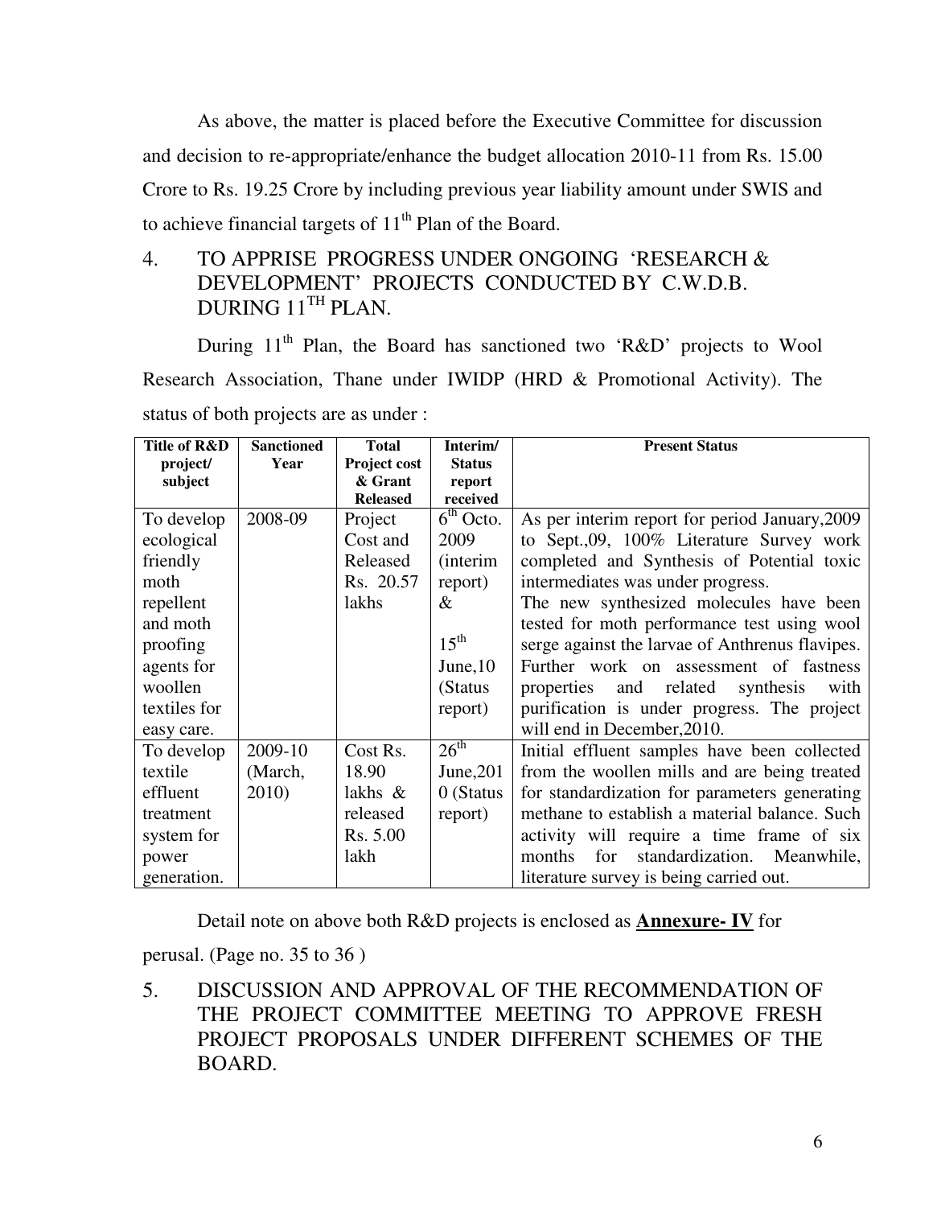As above, the matter is placed before the Executive Committee for discussion and decision to re-appropriate/enhance the budget allocation 2010-11 from Rs. 15.00 Crore to Rs. 19.25 Crore by including previous year liability amount under SWIS and to achieve financial targets of 11th Plan of the Board.

## 4. TO APPRISE PROGRESS UNDER ONGOING 'RESEARCH & DEVELOPMENT' PROJECTS CONDUCTED BY C.W.D.B. DURING 11TH PLAN.

During 11th Plan, the Board has sanctioned two 'R&D' projects to Wool Research Association, Thane under IWIDP (HRD & Promotional Activity). The status of both projects are as under :

| Title of R&D project/ subject | Sanctioned Year | Total Project cost & Grant Released | Interim/ Status report received | Present Status |
|---|---|---|---|---|
| To develop ecological friendly moth repellent and moth proofing agents for woollen textiles for easy care. | 2008-09 | Project Cost and Released Rs. 20.57 lakhs | 6th Octo. 2009 (interim report) & 15th June,10 (Status report) | As per interim report for period January,2009 to Sept.,09, 100% Literature Survey work completed and Synthesis of Potential toxic intermediates was under progress. The new synthesized molecules have been tested for moth performance test using wool serge against the larvae of Anthrenus flavipes. Further work on assessment of fastness properties and related synthesis with purification is under progress. The project will end in December,2010. |
| To develop textile effluent treatment system for power generation. | 2009-10 (March, 2010) | Cost Rs. 18.90 lakhs & released Rs. 5.00 lakh | 26th June,2010 (Status report) | Initial effluent samples have been collected from the woollen mills and are being treated for standardization for parameters generating methane to establish a material balance. Such activity will require a time frame of six months for standardization. Meanwhile, literature survey is being carried out. |

Detail note on above both R&D projects is enclosed as **Annexure- IV** for perusal. (Page no. 35 to 36 )

## 5. DISCUSSION AND APPROVAL OF THE RECOMMENDATION OF THE PROJECT COMMITTEE MEETING TO APPROVE FRESH PROJECT PROPOSALS UNDER DIFFERENT SCHEMES OF THE BOARD.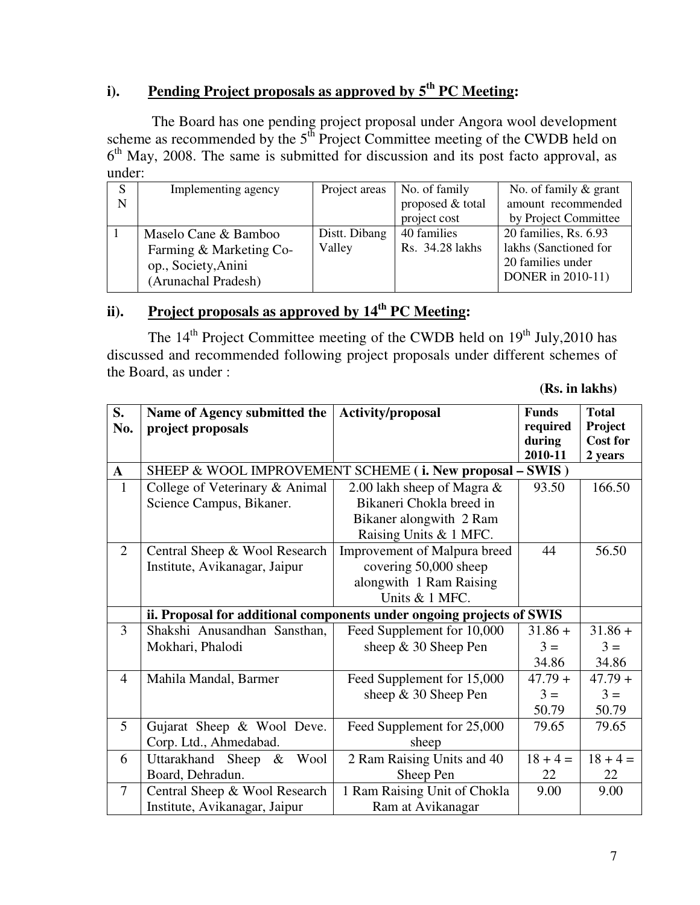## i). Pending Project proposals as approved by 5th PC Meeting:

The Board has one pending project proposal under Angora wool development scheme as recommended by the 5th Project Committee meeting of the CWDB held on 6th May, 2008. The same is submitted for discussion and its post facto approval, as under:

| SN | Implementing agency | Project areas | No. of family proposed & total project cost | No. of family & grant amount recommended by Project Committee |
|---|---|---|---|---|
| 1 | Maselo Cane & Bamboo Farming & Marketing Co-op., Society, Anini (Arunachal Pradesh) | Distt. Dibang Valley | 40 families Rs. 34.28 lakhs | 20 families, Rs. 6.93 lakhs (Sanctioned for 20 families under DONER in 2010-11) |

## ii). Project proposals as approved by 14th PC Meeting:

The 14th Project Committee meeting of the CWDB held on 19th July,2010 has discussed and recommended following project proposals under different schemes of the Board, as under :

**(Rs. in lakhs)**

| S. No. | Name of Agency submitted the project proposals | Activity/proposal | Funds required during 2010-11 | Total Project Cost for 2 years |
|---|---|---|---|---|
| **A** | SHEEP & WOOL IMPROVEMENT SCHEME ( **i. New proposal – SWIS** ) | | | |
| 1 | College of Veterinary & Animal Science Campus, Bikaner. | 2.00 lakh sheep of Magra & Bikaneri Chokla breed in Bikaner alongwith 2 Ram Raising Units & 1 MFC. | 93.50 | 166.50 |
| 2 | Central Sheep & Wool Research Institute, Avikanagar, Jaipur | Improvement of Malpura breed covering 50,000 sheep alongwith 1 Ram Raising Units & 1 MFC. | 44 | 56.50 |
| | **ii. Proposal for additional components under ongoing projects of SWIS** | | | |
| 3 | Shakshi Anusandhan Sansthan, Mokhari, Phalodi | Feed Supplement for 10,000 sheep & 30 Sheep Pen | 31.86 + 3 = 34.86 | 31.86 + 3 = 34.86 |
| 4 | Mahila Mandal, Barmer | Feed Supplement for 15,000 sheep & 30 Sheep Pen | 47.79 + 3 = 50.79 | 47.79 + 3 = 50.79 |
| 5 | Gujarat Sheep & Wool Deve. Corp. Ltd., Ahmedabad. | Feed Supplement for 25,000 sheep | 79.65 | 79.65 |
| 6 | Uttarakhand Sheep & Wool Board, Dehradun. | 2 Ram Raising Units and 40 Sheep Pen | 18 + 4 = 22 | 18 + 4 = 22 |
| 7 | Central Sheep & Wool Research Institute, Avikanagar, Jaipur | 1 Ram Raising Unit of Chokla Ram at Avikanagar | 9.00 | 9.00 |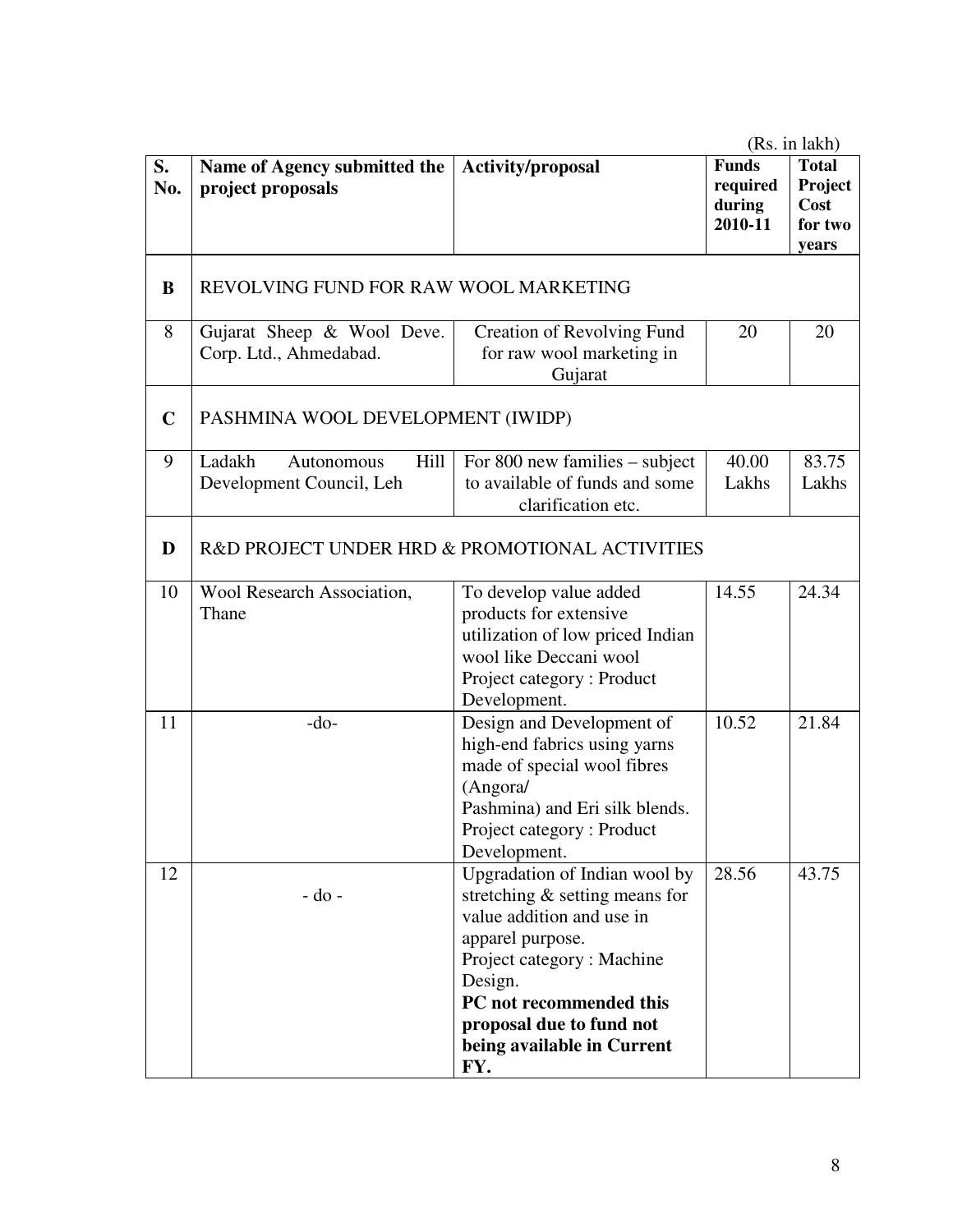(Rs. in lakh)

| S. No. | Name of Agency submitted the project proposals | Activity/proposal | Funds required during 2010-11 | Total Project Cost for two years |
|---|---|---|---|---|
| **B** | REVOLVING FUND FOR RAW WOOL MARKETING | | | |
| 8 | Gujarat Sheep & Wool Deve. Corp. Ltd., Ahmedabad. | Creation of Revolving Fund for raw wool marketing in Gujarat | 20 | 20 |
| **C** | PASHMINA WOOL DEVELOPMENT (IWIDP) | | | |
| 9 | Ladakh Autonomous Hill Development Council, Leh | For 800 new families – subject to available of funds and some clarification etc. | 40.00 Lakhs | 83.75 Lakhs |
| **D** | R&D PROJECT UNDER HRD & PROMOTIONAL ACTIVITIES | | | |
| 10 | Wool Research Association, Thane | To develop value added products for extensive utilization of low priced Indian wool like Deccani wool Project category : Product Development. | 14.55 | 24.34 |
| 11 | -do- | Design and Development of high-end fabrics using yarns made of special wool fibres (Angora/ Pashmina) and Eri silk blends. Project category : Product Development. | 10.52 | 21.84 |
| 12 | - do - | Upgradation of Indian wool by stretching & setting means for value addition and use in apparel purpose. Project category : Machine Design. **PC not recommended this proposal due to fund not being available in Current FY.** | 28.56 | 43.75 |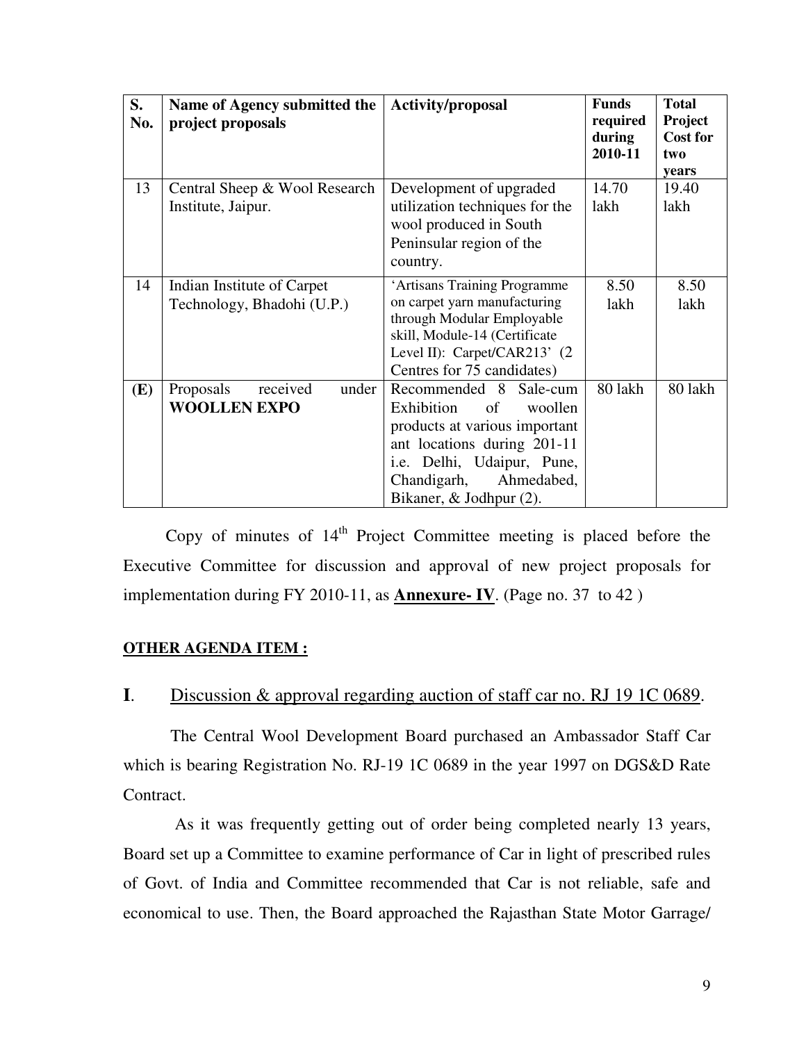| S. No. | Name of Agency submitted the project proposals | Activity/proposal | Funds required during 2010-11 | Total Project Cost for two years |
|---|---|---|---|---|
| 13 | Central Sheep & Wool Research Institute, Jaipur. | Development of upgraded utilization techniques for the wool produced in South Peninsular region of the country. | 14.70 lakh | 19.40 lakh |
| 14 | Indian Institute of Carpet Technology, Bhadohi (U.P.) | 'Artisans Training Programme on carpet yarn manufacturing through Modular Employable skill, Module-14 (Certificate Level II): Carpet/CAR213' (2 Centres for 75 candidates) | 8.50 lakh | 8.50 lakh |
| **(E)** | Proposals received under **WOOLLEN EXPO** | Recommended 8 Sale-cum Exhibition of woollen products at various important ant locations during 201-11 i.e. Delhi, Udaipur, Pune, Chandigarh, Ahmedabed, Bikaner, & Jodhpur (2). | 80 lakh | 80 lakh |

Copy of minutes of 14th Project Committee meeting is placed before the Executive Committee for discussion and approval of new project proposals for implementation during FY 2010-11, as **Annexure- IV**. (Page no. 37 to 42 )

**OTHER AGENDA ITEM :**

## I. Discussion & approval regarding auction of staff car no. RJ 19 1C 0689.

The Central Wool Development Board purchased an Ambassador Staff Car which is bearing Registration No. RJ-19 1C 0689 in the year 1997 on DGS&D Rate Contract.

As it was frequently getting out of order being completed nearly 13 years, Board set up a Committee to examine performance of Car in light of prescribed rules of Govt. of India and Committee recommended that Car is not reliable, safe and economical to use. Then, the Board approached the Rajasthan State Motor Garrage/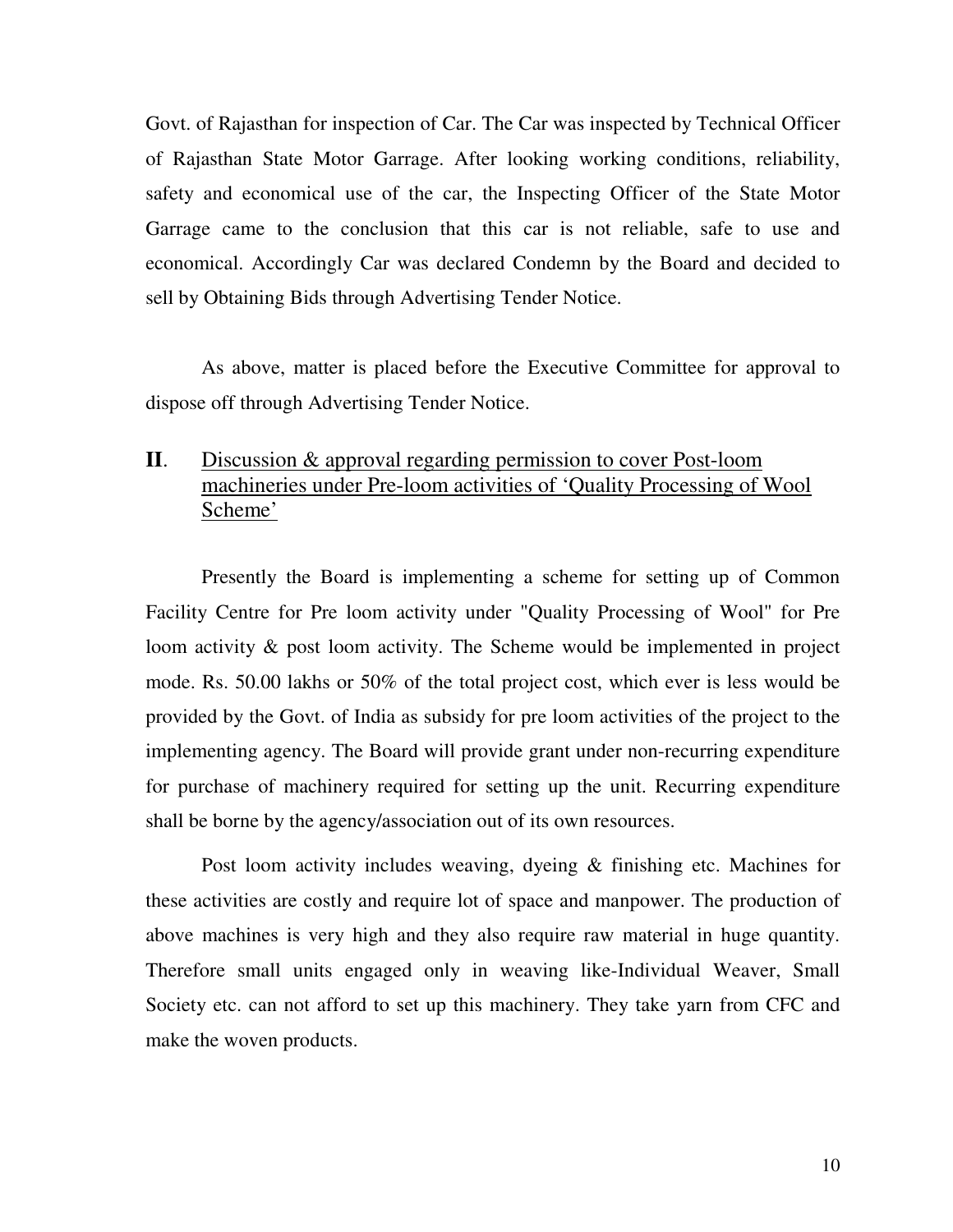Govt. of Rajasthan for inspection of Car. The Car was inspected by Technical Officer of Rajasthan State Motor Garrage. After looking working conditions, reliability, safety and economical use of the car, the Inspecting Officer of the State Motor Garrage came to the conclusion that this car is not reliable, safe to use and economical. Accordingly Car was declared Condemn by the Board and decided to sell by Obtaining Bids through Advertising Tender Notice.

As above, matter is placed before the Executive Committee for approval to dispose off through Advertising Tender Notice.

**II**. Discussion & approval regarding permission to cover Post-loom machineries under Pre-loom activities of 'Quality Processing of Wool Scheme'

Presently the Board is implementing a scheme for setting up of Common Facility Centre for Pre loom activity under "Quality Processing of Wool" for Pre loom activity & post loom activity. The Scheme would be implemented in project mode. Rs. 50.00 lakhs or 50% of the total project cost, which ever is less would be provided by the Govt. of India as subsidy for pre loom activities of the project to the implementing agency. The Board will provide grant under non-recurring expenditure for purchase of machinery required for setting up the unit. Recurring expenditure shall be borne by the agency/association out of its own resources.

Post loom activity includes weaving, dyeing & finishing etc. Machines for these activities are costly and require lot of space and manpower. The production of above machines is very high and they also require raw material in huge quantity. Therefore small units engaged only in weaving like-Individual Weaver, Small Society etc. can not afford to set up this machinery. They take yarn from CFC and make the woven products.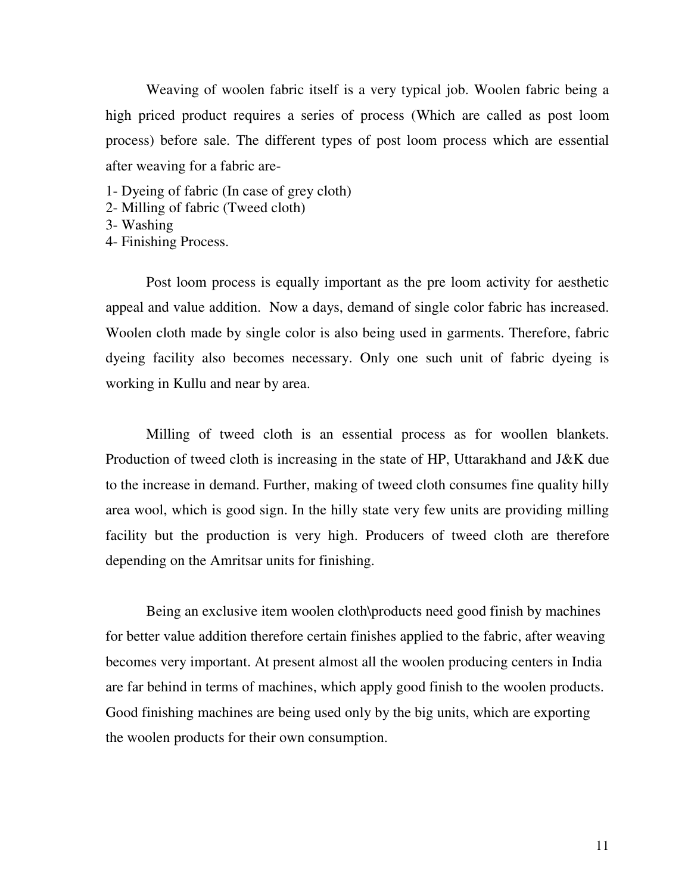Weaving of woolen fabric itself is a very typical job. Woolen fabric being a high priced product requires a series of process (Which are called as post loom process) before sale. The different types of post loom process which are essential after weaving for a fabric are-

1- Dyeing of fabric (In case of grey cloth)
2- Milling of fabric (Tweed cloth)
3- Washing
4- Finishing Process.

Post loom process is equally important as the pre loom activity for aesthetic appeal and value addition. Now a days, demand of single color fabric has increased. Woolen cloth made by single color is also being used in garments. Therefore, fabric dyeing facility also becomes necessary. Only one such unit of fabric dyeing is working in Kullu and near by area.

Milling of tweed cloth is an essential process as for woollen blankets. Production of tweed cloth is increasing in the state of HP, Uttarakhand and J&K due to the increase in demand. Further, making of tweed cloth consumes fine quality hilly area wool, which is good sign. In the hilly state very few units are providing milling facility but the production is very high. Producers of tweed cloth are therefore depending on the Amritsar units for finishing.

Being an exclusive item woolen cloth\products need good finish by machines for better value addition therefore certain finishes applied to the fabric, after weaving becomes very important. At present almost all the woolen producing centers in India are far behind in terms of machines, which apply good finish to the woolen products. Good finishing machines are being used only by the big units, which are exporting the woolen products for their own consumption.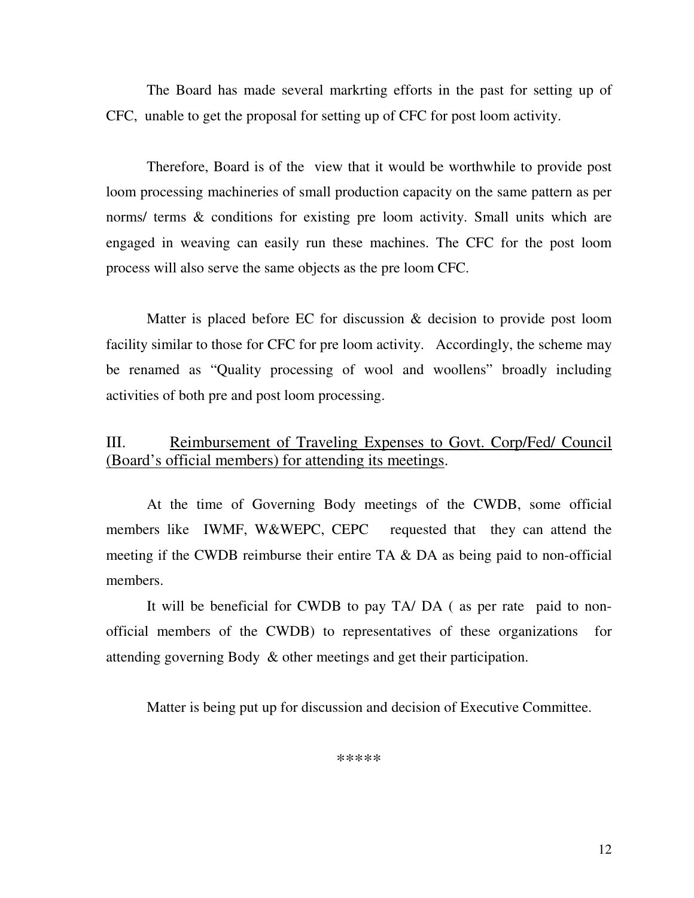The Board has made several markrting efforts in the past for setting up of CFC, unable to get the proposal for setting up of CFC for post loom activity.

Therefore, Board is of the view that it would be worthwhile to provide post loom processing machineries of small production capacity on the same pattern as per norms/ terms & conditions for existing pre loom activity. Small units which are engaged in weaving can easily run these machines. The CFC for the post loom process will also serve the same objects as the pre loom CFC.

Matter is placed before EC for discussion & decision to provide post loom facility similar to those for CFC for pre loom activity. Accordingly, the scheme may be renamed as "Quality processing of wool and woollens" broadly including activities of both pre and post loom processing.

### III. Reimbursement of Traveling Expenses to Govt. Corp/Fed/ Council (Board's official members) for attending its meetings.

At the time of Governing Body meetings of the CWDB, some official members like IWMF, W&WEPC, CEPC requested that they can attend the meeting if the CWDB reimburse their entire TA & DA as being paid to non-official members.

It will be beneficial for CWDB to pay TA/ DA ( as per rate paid to non-official members of the CWDB) to representatives of these organizations for attending governing Body & other meetings and get their participation.

Matter is being put up for discussion and decision of Executive Committee.

*****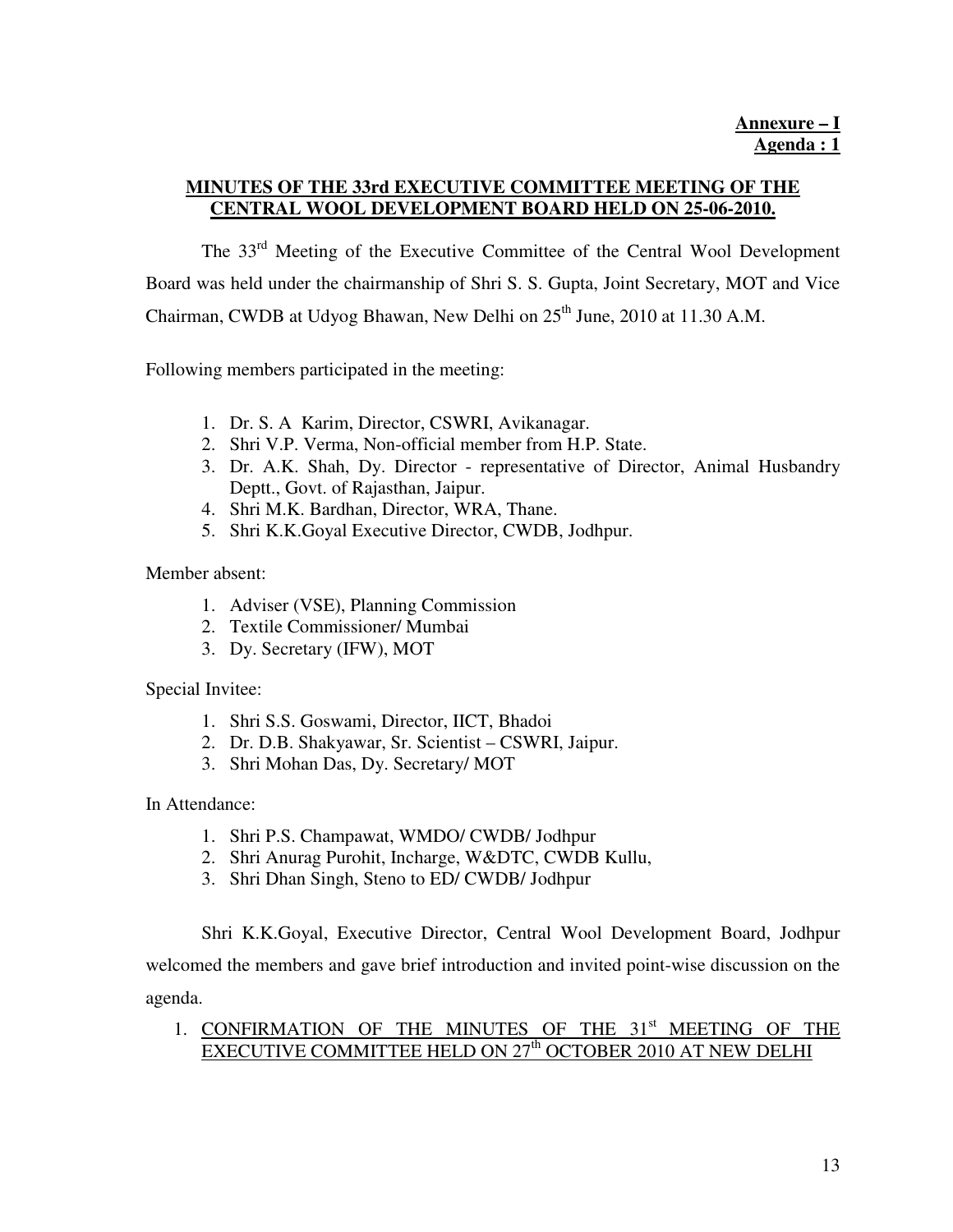**Annexure – I**
**Agenda : 1**

## MINUTES OF THE 33rd EXECUTIVE COMMITTEE MEETING OF THE CENTRAL WOOL DEVELOPMENT BOARD HELD ON 25-06-2010.

The 33rd Meeting of the Executive Committee of the Central Wool Development Board was held under the chairmanship of Shri S. S. Gupta, Joint Secretary, MOT and Vice Chairman, CWDB at Udyog Bhawan, New Delhi on 25th June, 2010 at 11.30 A.M.

Following members participated in the meeting:

1. Dr. S. A Karim, Director, CSWRI, Avikanagar.
2. Shri V.P. Verma, Non-official member from H.P. State.
3. Dr. A.K. Shah, Dy. Director - representative of Director, Animal Husbandry Deptt., Govt. of Rajasthan, Jaipur.
4. Shri M.K. Bardhan, Director, WRA, Thane.
5. Shri K.K.Goyal Executive Director, CWDB, Jodhpur.

Member absent:

1. Adviser (VSE), Planning Commission
2. Textile Commissioner/ Mumbai
3. Dy. Secretary (IFW), MOT

Special Invitee:

1. Shri S.S. Goswami, Director, IICT, Bhadoi
2. Dr. D.B. Shakyawar, Sr. Scientist – CSWRI, Jaipur.
3. Shri Mohan Das, Dy. Secretary/ MOT

In Attendance:

1. Shri P.S. Champawat, WMDO/ CWDB/ Jodhpur
2. Shri Anurag Purohit, Incharge, W&DTC, CWDB Kullu,
3. Shri Dhan Singh, Steno to ED/ CWDB/ Jodhpur

Shri K.K.Goyal, Executive Director, Central Wool Development Board, Jodhpur welcomed the members and gave brief introduction and invited point-wise discussion on the agenda.

1. CONFIRMATION OF THE MINUTES OF THE 31st MEETING OF THE EXECUTIVE COMMITTEE HELD ON 27th OCTOBER 2010 AT NEW DELHI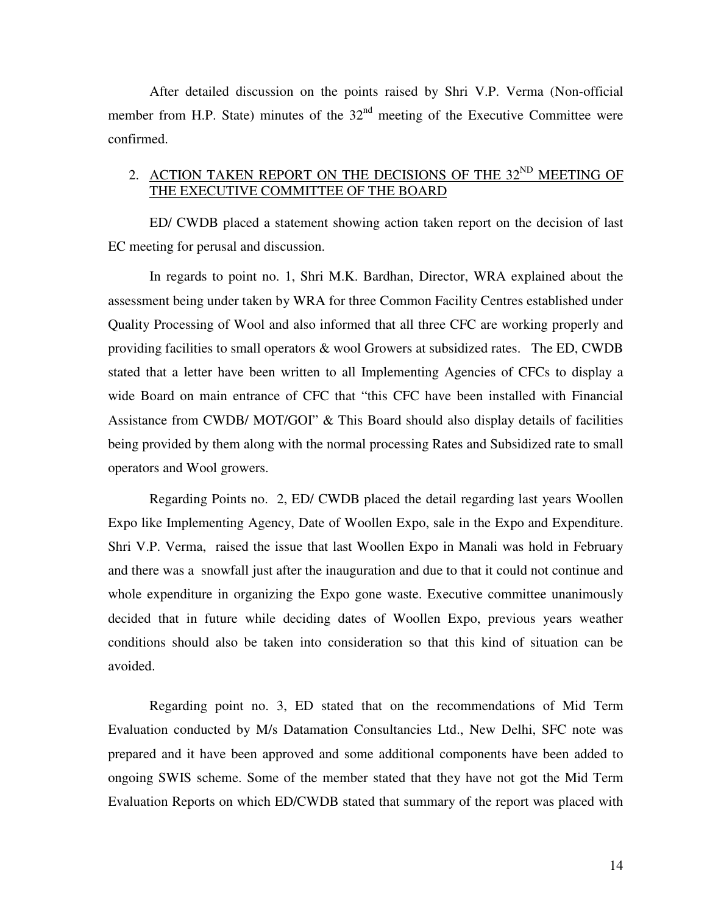After detailed discussion on the points raised by Shri V.P. Verma (Non-official member from H.P. State) minutes of the 32nd meeting of the Executive Committee were confirmed.

2. ACTION TAKEN REPORT ON THE DECISIONS OF THE 32ND MEETING OF THE EXECUTIVE COMMITTEE OF THE BOARD

ED/ CWDB placed a statement showing action taken report on the decision of last EC meeting for perusal and discussion.

In regards to point no. 1, Shri M.K. Bardhan, Director, WRA explained about the assessment being under taken by WRA for three Common Facility Centres established under Quality Processing of Wool and also informed that all three CFC are working properly and providing facilities to small operators & wool Growers at subsidized rates. The ED, CWDB stated that a letter have been written to all Implementing Agencies of CFCs to display a wide Board on main entrance of CFC that "this CFC have been installed with Financial Assistance from CWDB/ MOT/GOI" & This Board should also display details of facilities being provided by them along with the normal processing Rates and Subsidized rate to small operators and Wool growers.

Regarding Points no. 2, ED/ CWDB placed the detail regarding last years Woollen Expo like Implementing Agency, Date of Woollen Expo, sale in the Expo and Expenditure. Shri V.P. Verma, raised the issue that last Woollen Expo in Manali was hold in February and there was a snowfall just after the inauguration and due to that it could not continue and whole expenditure in organizing the Expo gone waste. Executive committee unanimously decided that in future while deciding dates of Woollen Expo, previous years weather conditions should also be taken into consideration so that this kind of situation can be avoided.

Regarding point no. 3, ED stated that on the recommendations of Mid Term Evaluation conducted by M/s Datamation Consultancies Ltd., New Delhi, SFC note was prepared and it have been approved and some additional components have been added to ongoing SWIS scheme. Some of the member stated that they have not got the Mid Term Evaluation Reports on which ED/CWDB stated that summary of the report was placed with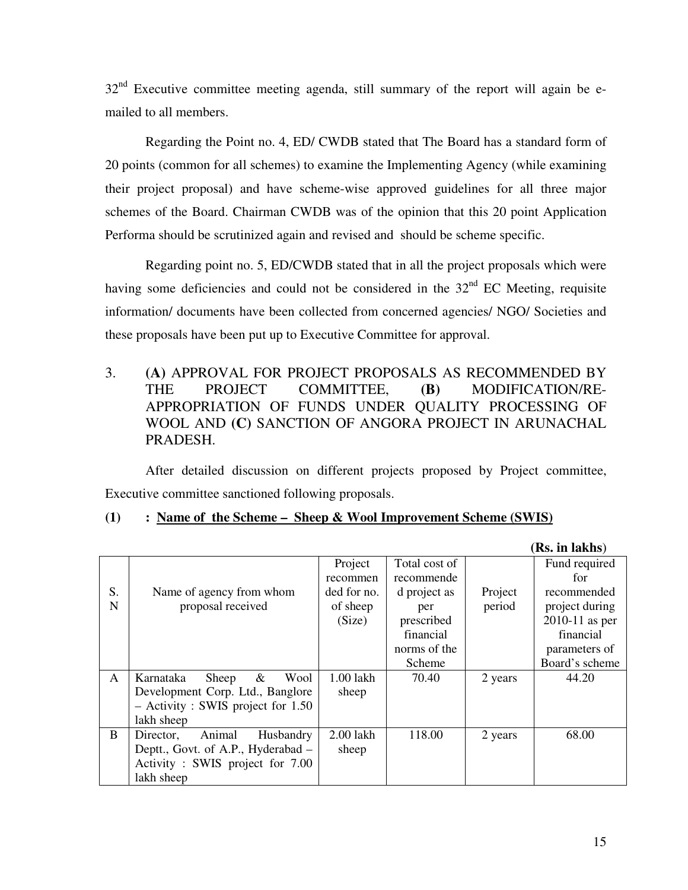32nd Executive committee meeting agenda, still summary of the report will again be e-mailed to all members.

Regarding the Point no. 4, ED/ CWDB stated that The Board has a standard form of 20 points (common for all schemes) to examine the Implementing Agency (while examining their project proposal) and have scheme-wise approved guidelines for all three major schemes of the Board. Chairman CWDB was of the opinion that this 20 point Application Performa should be scrutinized again and revised and should be scheme specific.

Regarding point no. 5, ED/CWDB stated that in all the project proposals which were having some deficiencies and could not be considered in the 32nd EC Meeting, requisite information/ documents have been collected from concerned agencies/ NGO/ Societies and these proposals have been put up to Executive Committee for approval.

3. **(A)** APPROVAL FOR PROJECT PROPOSALS AS RECOMMENDED BY THE PROJECT COMMITTEE, **(B)** MODIFICATION/RE-APPROPRIATION OF FUNDS UNDER QUALITY PROCESSING OF WOOL AND **(C)** SANCTION OF ANGORA PROJECT IN ARUNACHAL PRADESH.

After detailed discussion on different projects proposed by Project committee, Executive committee sanctioned following proposals.

**(1) : Name of the Scheme – Sheep & Wool Improvement Scheme (SWIS)**

**(Rs. in lakhs)**

| S. N | Name of agency from whom proposal received | Project recommended for no. of sheep (Size) | Total cost of recommended project as per prescribed financial norms of the Scheme | Project period | Fund required for recommended project during 2010-11 as per financial parameters of Board's scheme |
|---|---|---|---|---|---|
| A | Karnataka Sheep & Wool Development Corp. Ltd., Banglore – Activity : SWIS project for 1.50 lakh sheep | 1.00 lakh sheep | 70.40 | 2 years | 44.20 |
| B | Director, Animal Husbandry Deptt., Govt. of A.P., Hyderabad – Activity : SWIS project for 7.00 lakh sheep | 2.00 lakh sheep | 118.00 | 2 years | 68.00 |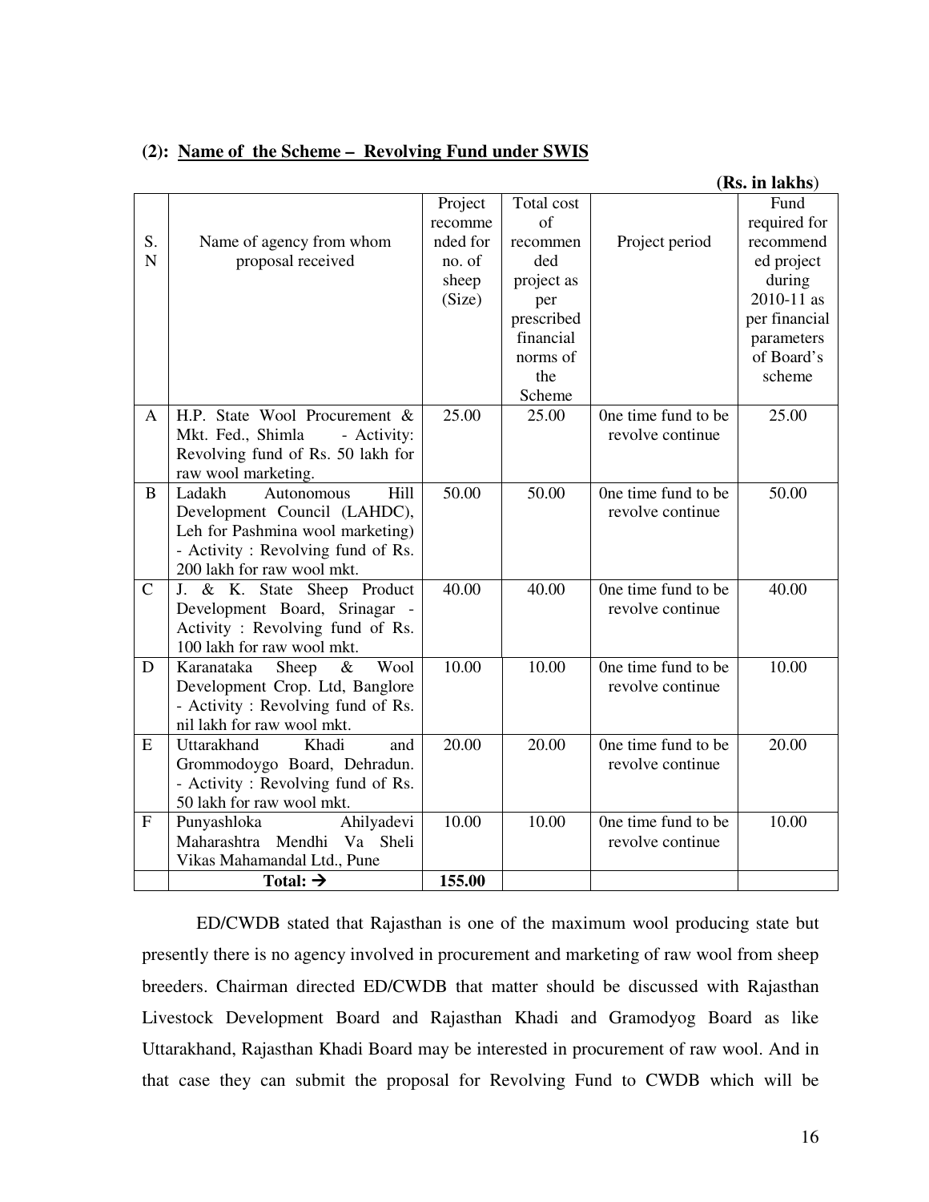**(2): Name of the Scheme – Revolving Fund under SWIS**

**(Rs. in lakhs)**

| S. N | Name of agency from whom proposal received | Project recommended for no. of sheep (Size) | Total cost of recommended project as per prescribed financial norms of the Scheme | Project period | Fund required for recommended project during 2010-11 as per financial parameters of Board's scheme |
|---|---|---|---|---|---|
| A | H.P. State Wool Procurement & Mkt. Fed., Shimla - Activity: Revolving fund of Rs. 50 lakh for raw wool marketing. | 25.00 | 25.00 | 0ne time fund to be revolve continue | 25.00 |
| B | Ladakh Autonomous Hill Development Council (LAHDC), Leh for Pashmina wool marketing) - Activity : Revolving fund of Rs. 200 lakh for raw wool mkt. | 50.00 | 50.00 | 0ne time fund to be revolve continue | 50.00 |
| C | J. & K. State Sheep Product Development Board, Srinagar - Activity : Revolving fund of Rs. 100 lakh for raw wool mkt. | 40.00 | 40.00 | 0ne time fund to be revolve continue | 40.00 |
| D | Karanataka Sheep & Wool Development Crop. Ltd, Banglore - Activity : Revolving fund of Rs. nil lakh for raw wool mkt. | 10.00 | 10.00 | 0ne time fund to be revolve continue | 10.00 |
| E | Uttarakhand Khadi and Grommodoygo Board, Dehradun. - Activity : Revolving fund of Rs. 50 lakh for raw wool mkt. | 20.00 | 20.00 | 0ne time fund to be revolve continue | 20.00 |
| F | Punyashloka Ahilyadevi Maharashtra Mendhi Va Sheli Vikas Mahamandal Ltd., Pune | 10.00 | 10.00 | 0ne time fund to be revolve continue | 10.00 |
| | **Total: →** | **155.00** | | | |

ED/CWDB stated that Rajasthan is one of the maximum wool producing state but presently there is no agency involved in procurement and marketing of raw wool from sheep breeders. Chairman directed ED/CWDB that matter should be discussed with Rajasthan Livestock Development Board and Rajasthan Khadi and Gramodyog Board as like Uttarakhand, Rajasthan Khadi Board may be interested in procurement of raw wool. And in that case they can submit the proposal for Revolving Fund to CWDB which will be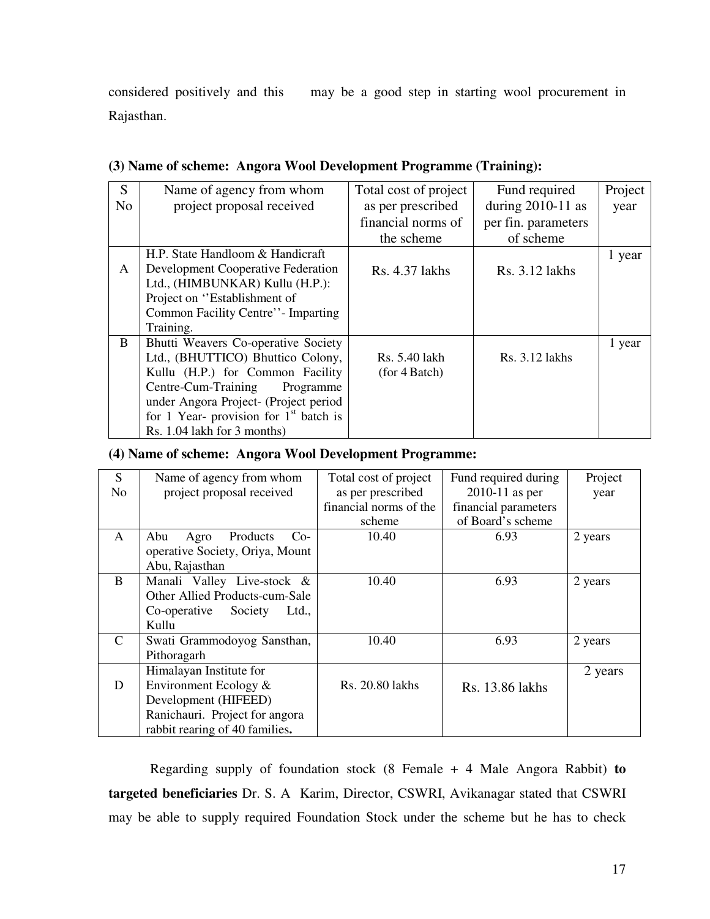considered positively and this may be a good step in starting wool procurement in Rajasthan.

**(3) Name of scheme: Angora Wool Development Programme (Training):**

| S No | Name of agency from whom project proposal received | Total cost of project as per prescribed financial norms of the scheme | Fund required during 2010-11 as per fin. parameters of scheme | Project year |
|---|---|---|---|---|
| A | H.P. State Handloom & Handicraft Development Cooperative Federation Ltd., (HIMBUNKAR) Kullu (H.P.): Project on ''Establishment of Common Facility Centre''- Imparting Training. | Rs. 4.37 lakhs | Rs. 3.12 lakhs | 1 year |
| B | Bhutti Weavers Co-operative Society Ltd., (BHUTTICO) Bhuttico Colony, Kullu (H.P.) for Common Facility Centre-Cum-Training Programme under Angora Project- (Project period for 1 Year- provision for 1st batch is Rs. 1.04 lakh for 3 months) | Rs. 5.40 lakh (for 4 Batch) | Rs. 3.12 lakhs | 1 year |

**(4) Name of scheme: Angora Wool Development Programme:**

| S No | Name of agency from whom project proposal received | Total cost of project as per prescribed financial norms of the scheme | Fund required during 2010-11 as per financial parameters of Board's scheme | Project year |
|---|---|---|---|---|
| A | Abu Agro Products Co-operative Society, Oriya, Mount Abu, Rajasthan | 10.40 | 6.93 | 2 years |
| B | Manali Valley Live-stock & Other Allied Products-cum-Sale Co-operative Society Ltd., Kullu | 10.40 | 6.93 | 2 years |
| C | Swati Grammodoyog Sansthan, Pithoragarh | 10.40 | 6.93 | 2 years |
| D | Himalayan Institute for Environment Ecology & Development (HIFEED) Ranichauri. Project for angora rabbit rearing of 40 families**.** | Rs. 20.80 lakhs | Rs. 13.86 lakhs | 2 years |

Regarding supply of foundation stock (8 Female + 4 Male Angora Rabbit) **to targeted beneficiaries** Dr. S. A Karim, Director, CSWRI, Avikanagar stated that CSWRI may be able to supply required Foundation Stock under the scheme but he has to check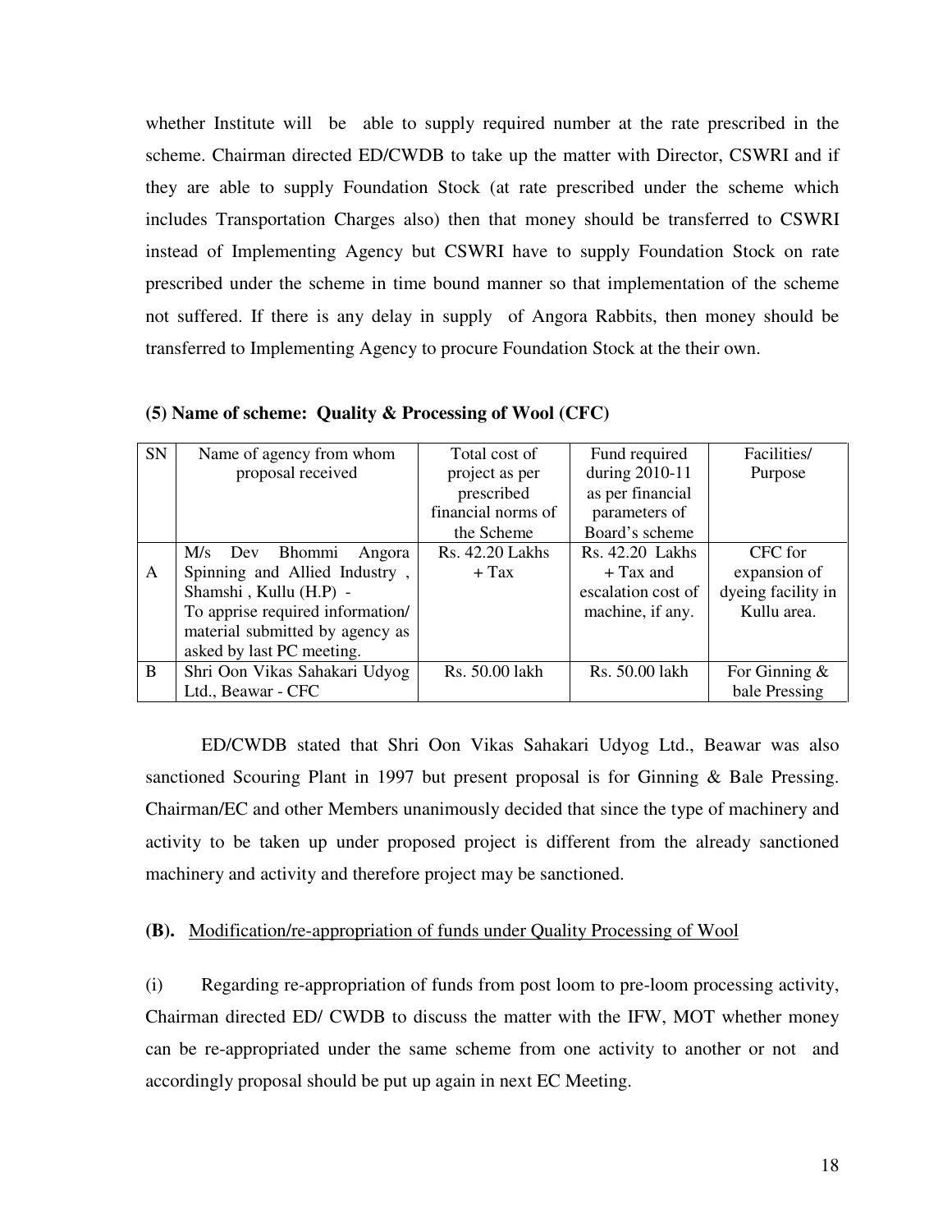whether Institute will be able to supply required number at the rate prescribed in the scheme. Chairman directed ED/CWDB to take up the matter with Director, CSWRI and if they are able to supply Foundation Stock (at rate prescribed under the scheme which includes Transportation Charges also) then that money should be transferred to CSWRI instead of Implementing Agency but CSWRI have to supply Foundation Stock on rate prescribed under the scheme in time bound manner so that implementation of the scheme not suffered. If there is any delay in supply of Angora Rabbits, then money should be transferred to Implementing Agency to procure Foundation Stock at the their own.

**(5) Name of scheme: Quality & Processing of Wool (CFC)**

| SN | Name of agency from whom proposal received | Total cost of project as per prescribed financial norms of the Scheme | Fund required during 2010-11 as per financial parameters of Board's scheme | Facilities/ Purpose |
|---|---|---|---|---|
| A | M/s Dev Bhommi Angora Spinning and Allied Industry , Shamshi , Kullu (H.P) - To apprise required information/ material submitted by agency as asked by last PC meeting. | Rs. 42.20 Lakhs + Tax | Rs. 42.20 Lakhs + Tax and escalation cost of machine, if any. | CFC for expansion of dyeing facility in Kullu area. |
| B | Shri Oon Vikas Sahakari Udyog Ltd., Beawar - CFC | Rs. 50.00 lakh | Rs. 50.00 lakh | For Ginning & bale Pressing |

ED/CWDB stated that Shri Oon Vikas Sahakari Udyog Ltd., Beawar was also sanctioned Scouring Plant in 1997 but present proposal is for Ginning & Bale Pressing. Chairman/EC and other Members unanimously decided that since the type of machinery and activity to be taken up under proposed project is different from the already sanctioned machinery and activity and therefore project may be sanctioned.

**(B).** Modification/re-appropriation of funds under Quality Processing of Wool

(i) Regarding re-appropriation of funds from post loom to pre-loom processing activity, Chairman directed ED/ CWDB to discuss the matter with the IFW, MOT whether money can be re-appropriated under the same scheme from one activity to another or not and accordingly proposal should be put up again in next EC Meeting.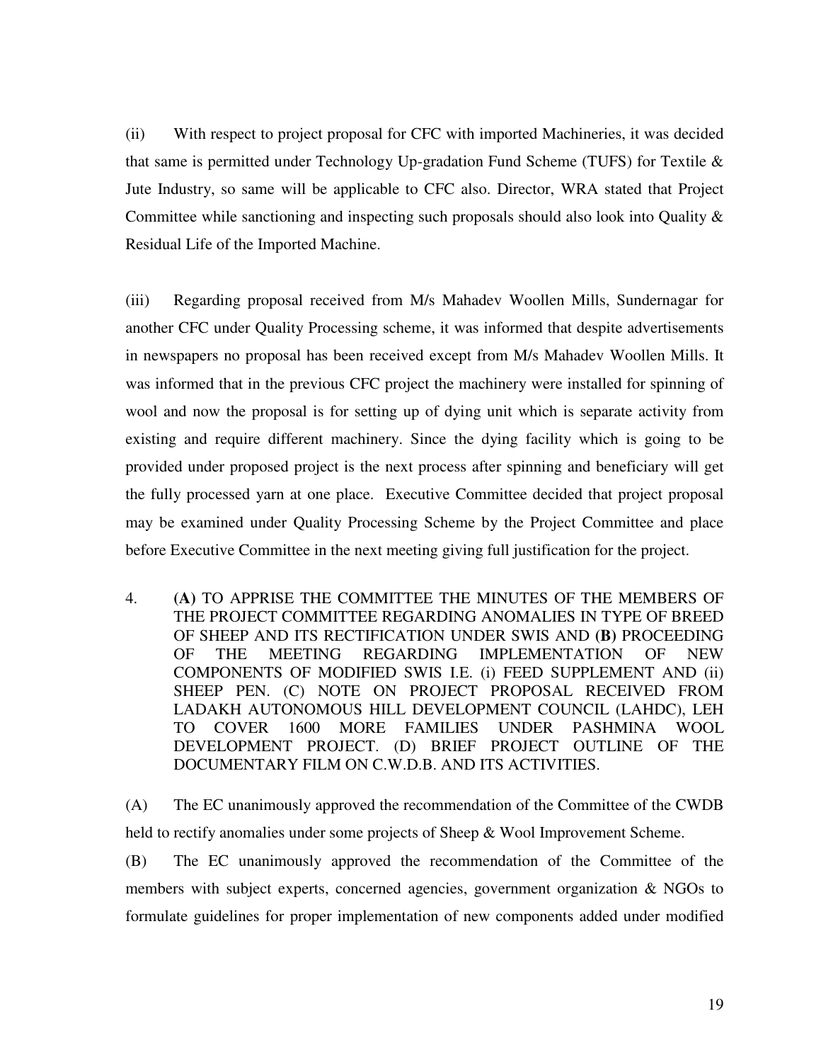(ii) With respect to project proposal for CFC with imported Machineries, it was decided that same is permitted under Technology Up-gradation Fund Scheme (TUFS) for Textile & Jute Industry, so same will be applicable to CFC also. Director, WRA stated that Project Committee while sanctioning and inspecting such proposals should also look into Quality & Residual Life of the Imported Machine.

(iii) Regarding proposal received from M/s Mahadev Woollen Mills, Sundernagar for another CFC under Quality Processing scheme, it was informed that despite advertisements in newspapers no proposal has been received except from M/s Mahadev Woollen Mills. It was informed that in the previous CFC project the machinery were installed for spinning of wool and now the proposal is for setting up of dying unit which is separate activity from existing and require different machinery. Since the dying facility which is going to be provided under proposed project is the next process after spinning and beneficiary will get the fully processed yarn at one place. Executive Committee decided that project proposal may be examined under Quality Processing Scheme by the Project Committee and place before Executive Committee in the next meeting giving full justification for the project.

4. **(A)** TO APPRISE THE COMMITTEE THE MINUTES OF THE MEMBERS OF THE PROJECT COMMITTEE REGARDING ANOMALIES IN TYPE OF BREED OF SHEEP AND ITS RECTIFICATION UNDER SWIS AND **(B)** PROCEEDING OF THE MEETING REGARDING IMPLEMENTATION OF NEW COMPONENTS OF MODIFIED SWIS I.E. (i) FEED SUPPLEMENT AND (ii) SHEEP PEN. (C) NOTE ON PROJECT PROPOSAL RECEIVED FROM LADAKH AUTONOMOUS HILL DEVELOPMENT COUNCIL (LAHDC), LEH TO COVER 1600 MORE FAMILIES UNDER PASHMINA WOOL DEVELOPMENT PROJECT. (D) BRIEF PROJECT OUTLINE OF THE DOCUMENTARY FILM ON C.W.D.B. AND ITS ACTIVITIES.

(A) The EC unanimously approved the recommendation of the Committee of the CWDB held to rectify anomalies under some projects of Sheep & Wool Improvement Scheme.

(B) The EC unanimously approved the recommendation of the Committee of the members with subject experts, concerned agencies, government organization & NGOs to formulate guidelines for proper implementation of new components added under modified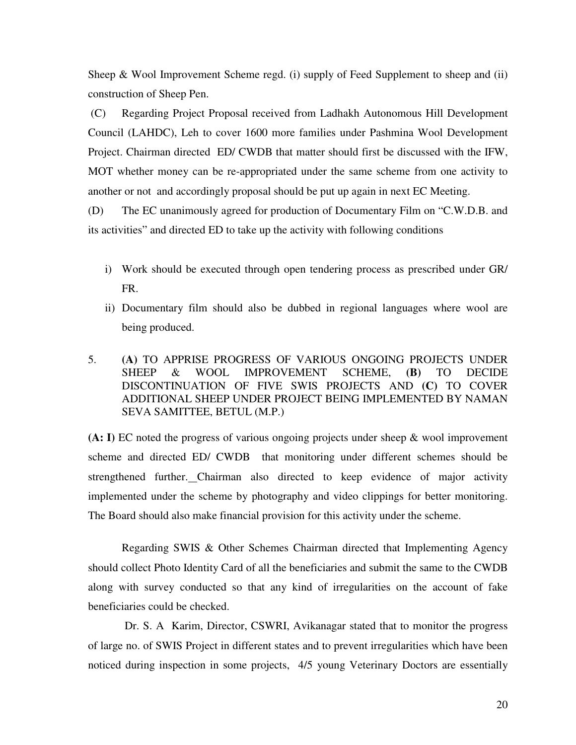Sheep & Wool Improvement Scheme regd. (i) supply of Feed Supplement to sheep and (ii) construction of Sheep Pen.

(C) Regarding Project Proposal received from Ladhakh Autonomous Hill Development Council (LAHDC), Leh to cover 1600 more families under Pashmina Wool Development Project. Chairman directed ED/ CWDB that matter should first be discussed with the IFW, MOT whether money can be re-appropriated under the same scheme from one activity to another or not and accordingly proposal should be put up again in next EC Meeting.

(D) The EC unanimously agreed for production of Documentary Film on "C.W.D.B. and its activities" and directed ED to take up the activity with following conditions

i) Work should be executed through open tendering process as prescribed under GR/ FR.

ii) Documentary film should also be dubbed in regional languages where wool are being produced.

5. **(A)** TO APPRISE PROGRESS OF VARIOUS ONGOING PROJECTS UNDER SHEEP & WOOL IMPROVEMENT SCHEME, **(B)** TO DECIDE DISCONTINUATION OF FIVE SWIS PROJECTS AND **(C)** TO COVER ADDITIONAL SHEEP UNDER PROJECT BEING IMPLEMENTED BY NAMAN SEVA SAMITTEE, BETUL (M.P.)

**(A: I)** EC noted the progress of various ongoing projects under sheep & wool improvement scheme and directed ED/ CWDB that monitoring under different schemes should be strengthened further. Chairman also directed to keep evidence of major activity implemented under the scheme by photography and video clippings for better monitoring. The Board should also make financial provision for this activity under the scheme.

Regarding SWIS & Other Schemes Chairman directed that Implementing Agency should collect Photo Identity Card of all the beneficiaries and submit the same to the CWDB along with survey conducted so that any kind of irregularities on the account of fake beneficiaries could be checked.

Dr. S. A Karim, Director, CSWRI, Avikanagar stated that to monitor the progress of large no. of SWIS Project in different states and to prevent irregularities which have been noticed during inspection in some projects, 4/5 young Veterinary Doctors are essentially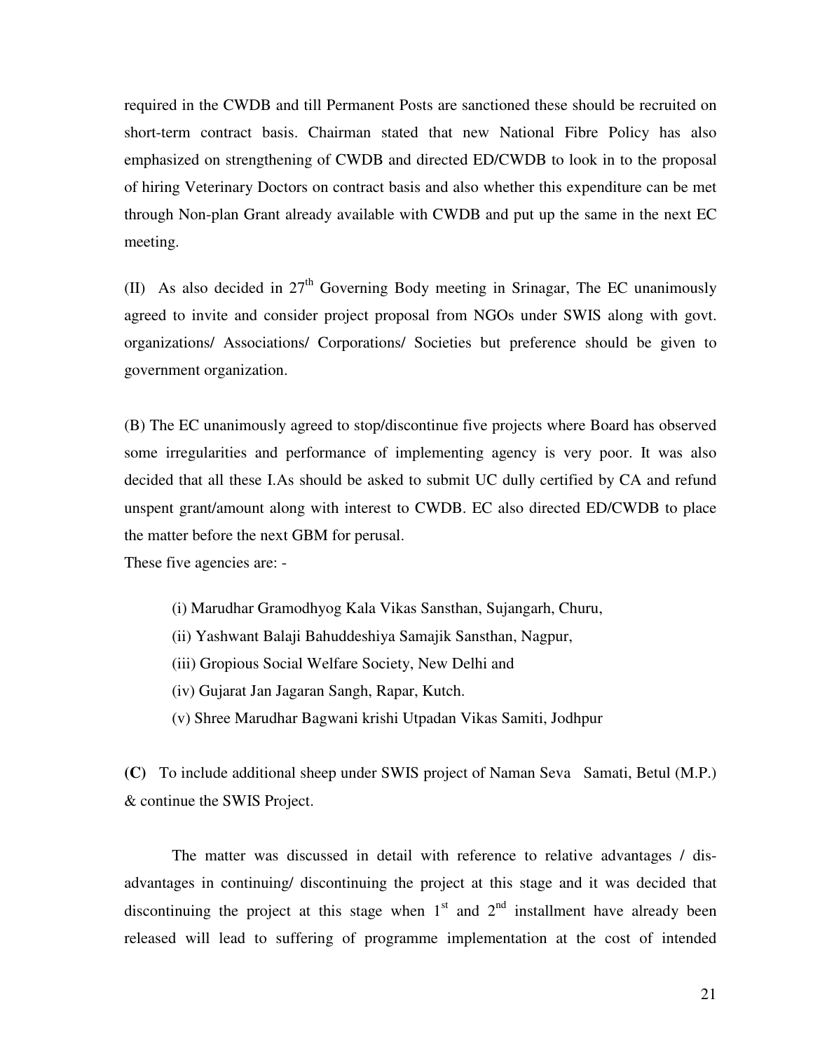required in the CWDB and till Permanent Posts are sanctioned these should be recruited on short-term contract basis. Chairman stated that new National Fibre Policy has also emphasized on strengthening of CWDB and directed ED/CWDB to look in to the proposal of hiring Veterinary Doctors on contract basis and also whether this expenditure can be met through Non-plan Grant already available with CWDB and put up the same in the next EC meeting.

(II) As also decided in 27th Governing Body meeting in Srinagar, The EC unanimously agreed to invite and consider project proposal from NGOs under SWIS along with govt. organizations/ Associations/ Corporations/ Societies but preference should be given to government organization.

(B) The EC unanimously agreed to stop/discontinue five projects where Board has observed some irregularities and performance of implementing agency is very poor. It was also decided that all these I.As should be asked to submit UC dully certified by CA and refund unspent grant/amount along with interest to CWDB. EC also directed ED/CWDB to place the matter before the next GBM for perusal.

These five agencies are: -

(i) Marudhar Gramodhyog Kala Vikas Sansthan, Sujangarh, Churu,

(ii) Yashwant Balaji Bahuddeshiya Samajik Sansthan, Nagpur,

(iii) Gropious Social Welfare Society, New Delhi and

(iv) Gujarat Jan Jagaran Sangh, Rapar, Kutch.

(v) Shree Marudhar Bagwani krishi Utpadan Vikas Samiti, Jodhpur

**(C)** To include additional sheep under SWIS project of Naman Seva Samati, Betul (M.P.) & continue the SWIS Project.

The matter was discussed in detail with reference to relative advantages / dis-advantages in continuing/ discontinuing the project at this stage and it was decided that discontinuing the project at this stage when 1st and 2nd installment have already been released will lead to suffering of programme implementation at the cost of intended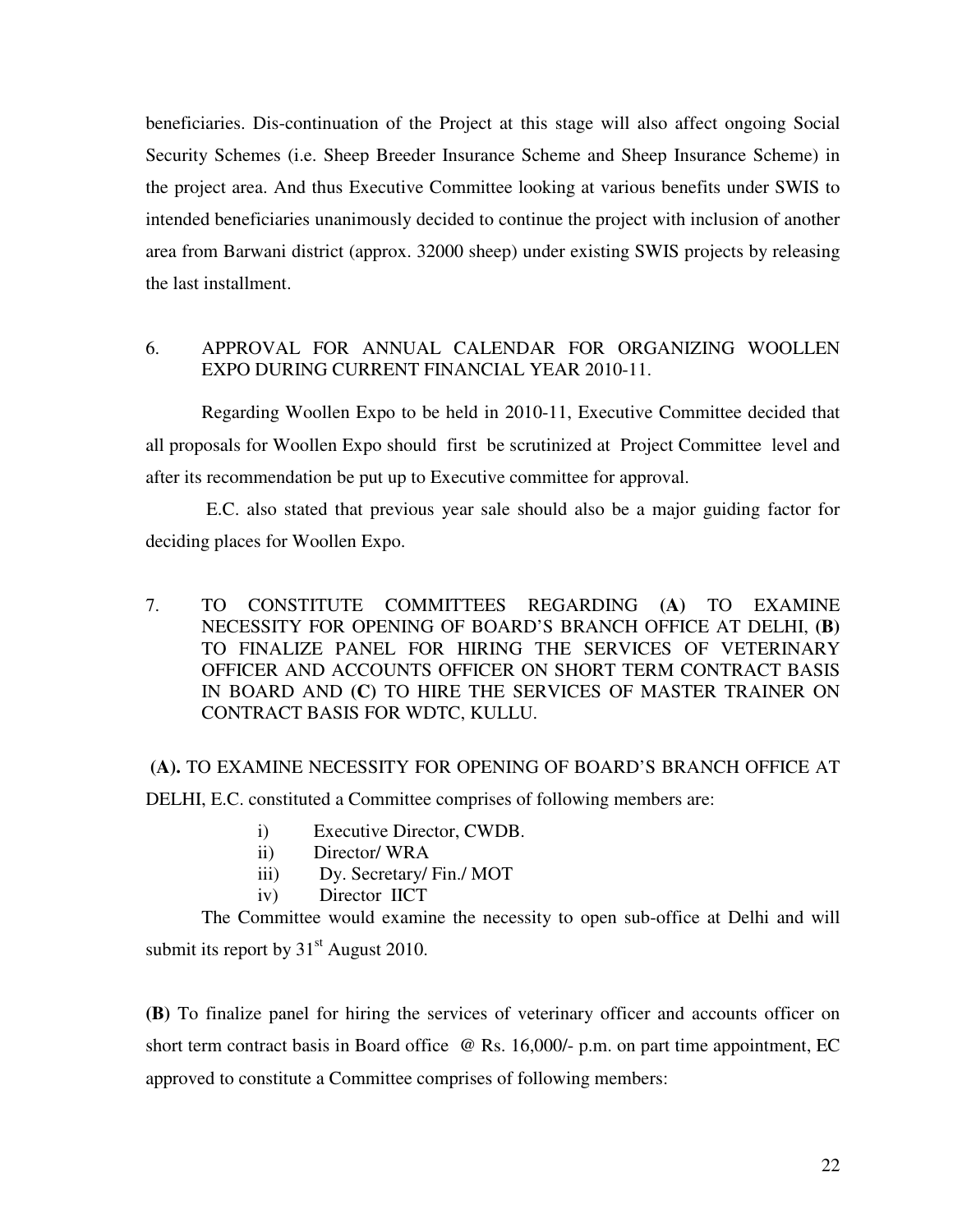beneficiaries. Dis-continuation of the Project at this stage will also affect ongoing Social Security Schemes (i.e. Sheep Breeder Insurance Scheme and Sheep Insurance Scheme) in the project area. And thus Executive Committee looking at various benefits under SWIS to intended beneficiaries unanimously decided to continue the project with inclusion of another area from Barwani district (approx. 32000 sheep) under existing SWIS projects by releasing the last installment.

6. APPROVAL FOR ANNUAL CALENDAR FOR ORGANIZING WOOLLEN EXPO DURING CURRENT FINANCIAL YEAR 2010-11.

Regarding Woollen Expo to be held in 2010-11, Executive Committee decided that all proposals for Woollen Expo should first be scrutinized at Project Committee level and after its recommendation be put up to Executive committee for approval.

E.C. also stated that previous year sale should also be a major guiding factor for deciding places for Woollen Expo.

7. TO CONSTITUTE COMMITTEES REGARDING **(A)** TO EXAMINE NECESSITY FOR OPENING OF BOARD'S BRANCH OFFICE AT DELHI, **(B)** TO FINALIZE PANEL FOR HIRING THE SERVICES OF VETERINARY OFFICER AND ACCOUNTS OFFICER ON SHORT TERM CONTRACT BASIS IN BOARD AND **(C)** TO HIRE THE SERVICES OF MASTER TRAINER ON CONTRACT BASIS FOR WDTC, KULLU.

**(A).** TO EXAMINE NECESSITY FOR OPENING OF BOARD'S BRANCH OFFICE AT DELHI, E.C. constituted a Committee comprises of following members are:

- i) Executive Director, CWDB.
- ii) Director/ WRA
- iii) Dy. Secretary/ Fin./ MOT
- iv) Director IICT

The Committee would examine the necessity to open sub-office at Delhi and will submit its report by 31st August 2010.

**(B)** To finalize panel for hiring the services of veterinary officer and accounts officer on short term contract basis in Board office @ Rs. 16,000/- p.m. on part time appointment, EC approved to constitute a Committee comprises of following members: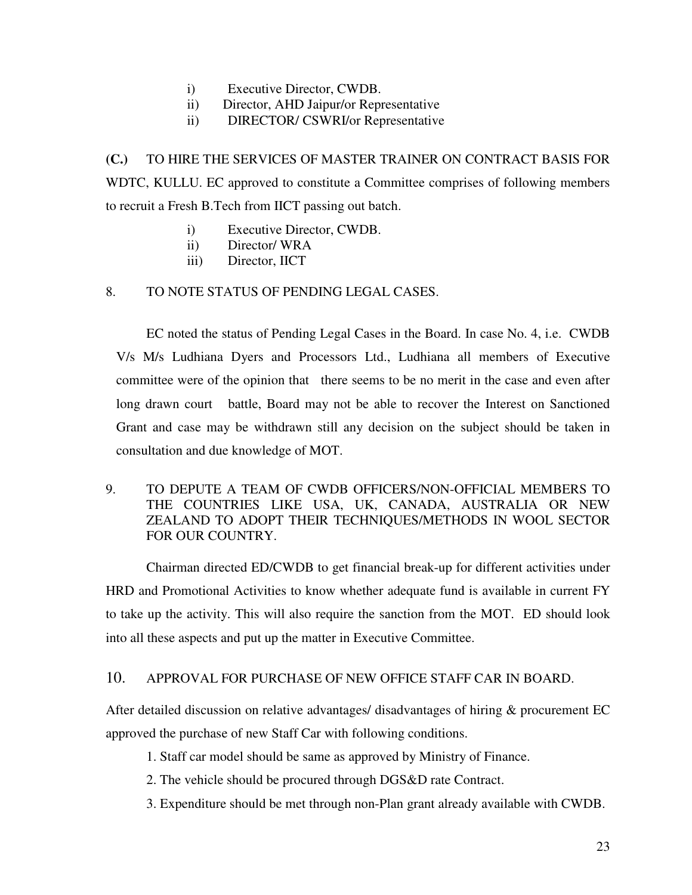i) Executive Director, CWDB.
ii) Director, AHD Jaipur/or Representative
ii) DIRECTOR/ CSWRI/or Representative

**(C.)** TO HIRE THE SERVICES OF MASTER TRAINER ON CONTRACT BASIS FOR WDTC, KULLU. EC approved to constitute a Committee comprises of following members to recruit a Fresh B.Tech from IICT passing out batch.

i) Executive Director, CWDB.
ii) Director/ WRA
iii) Director, IICT

8. TO NOTE STATUS OF PENDING LEGAL CASES.

EC noted the status of Pending Legal Cases in the Board. In case No. 4, i.e. CWDB V/s M/s Ludhiana Dyers and Processors Ltd., Ludhiana all members of Executive committee were of the opinion that there seems to be no merit in the case and even after long drawn court battle, Board may not be able to recover the Interest on Sanctioned Grant and case may be withdrawn still any decision on the subject should be taken in consultation and due knowledge of MOT.

9. TO DEPUTE A TEAM OF CWDB OFFICERS/NON-OFFICIAL MEMBERS TO THE COUNTRIES LIKE USA, UK, CANADA, AUSTRALIA OR NEW ZEALAND TO ADOPT THEIR TECHNIQUES/METHODS IN WOOL SECTOR FOR OUR COUNTRY.

Chairman directed ED/CWDB to get financial break-up for different activities under HRD and Promotional Activities to know whether adequate fund is available in current FY to take up the activity. This will also require the sanction from the MOT. ED should look into all these aspects and put up the matter in Executive Committee.

10. APPROVAL FOR PURCHASE OF NEW OFFICE STAFF CAR IN BOARD.

After detailed discussion on relative advantages/ disadvantages of hiring & procurement EC approved the purchase of new Staff Car with following conditions.

1. Staff car model should be same as approved by Ministry of Finance.
2. The vehicle should be procured through DGS&D rate Contract.
3. Expenditure should be met through non-Plan grant already available with CWDB.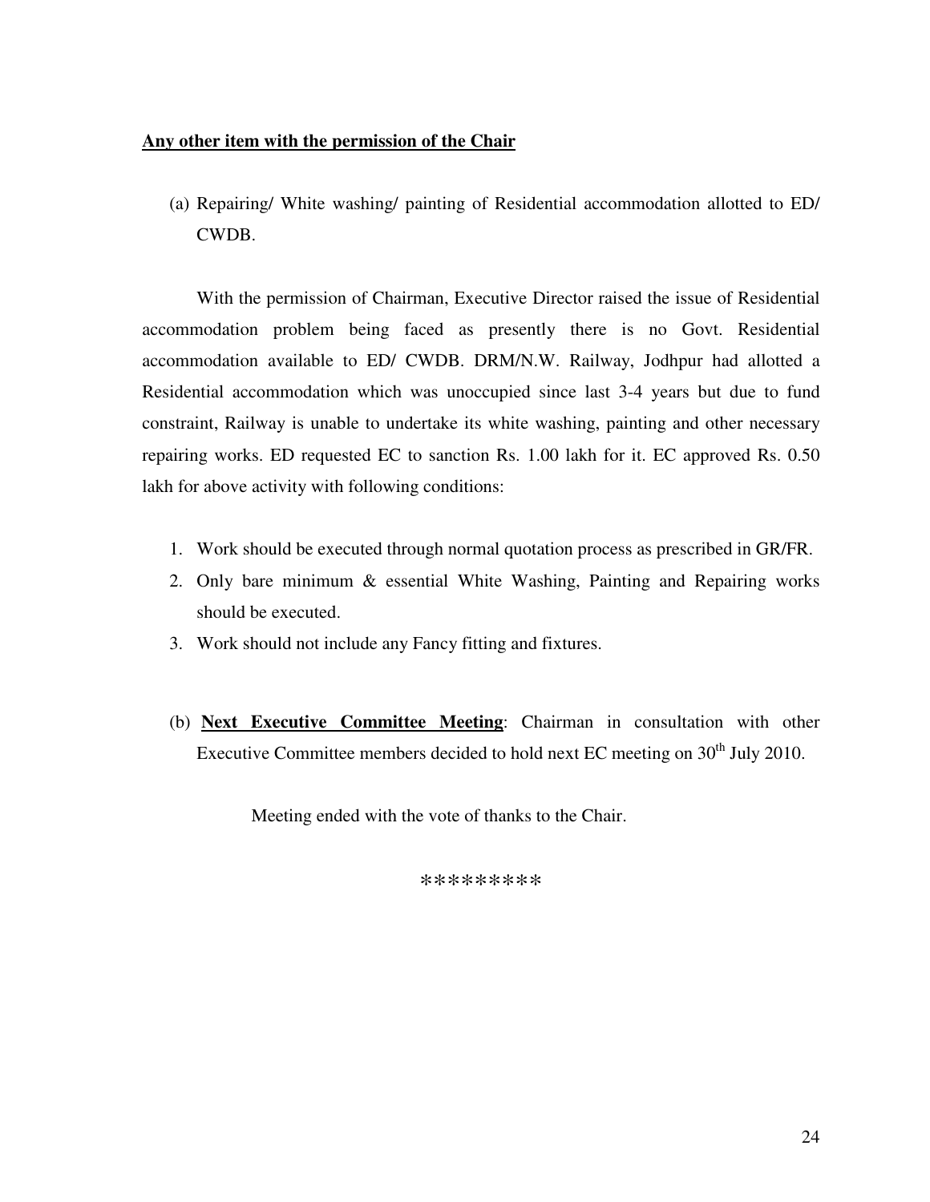**Any other item with the permission of the Chair**

(a) Repairing/ White washing/ painting of Residential accommodation allotted to ED/ CWDB.

With the permission of Chairman, Executive Director raised the issue of Residential accommodation problem being faced as presently there is no Govt. Residential accommodation available to ED/ CWDB. DRM/N.W. Railway, Jodhpur had allotted a Residential accommodation which was unoccupied since last 3-4 years but due to fund constraint, Railway is unable to undertake its white washing, painting and other necessary repairing works. ED requested EC to sanction Rs. 1.00 lakh for it. EC approved Rs. 0.50 lakh for above activity with following conditions:

1. Work should be executed through normal quotation process as prescribed in GR/FR.
2. Only bare minimum & essential White Washing, Painting and Repairing works should be executed.
3. Work should not include any Fancy fitting and fixtures.

(b) **Next Executive Committee Meeting**: Chairman in consultation with other Executive Committee members decided to hold next EC meeting on 30th July 2010.

Meeting ended with the vote of thanks to the Chair.

*********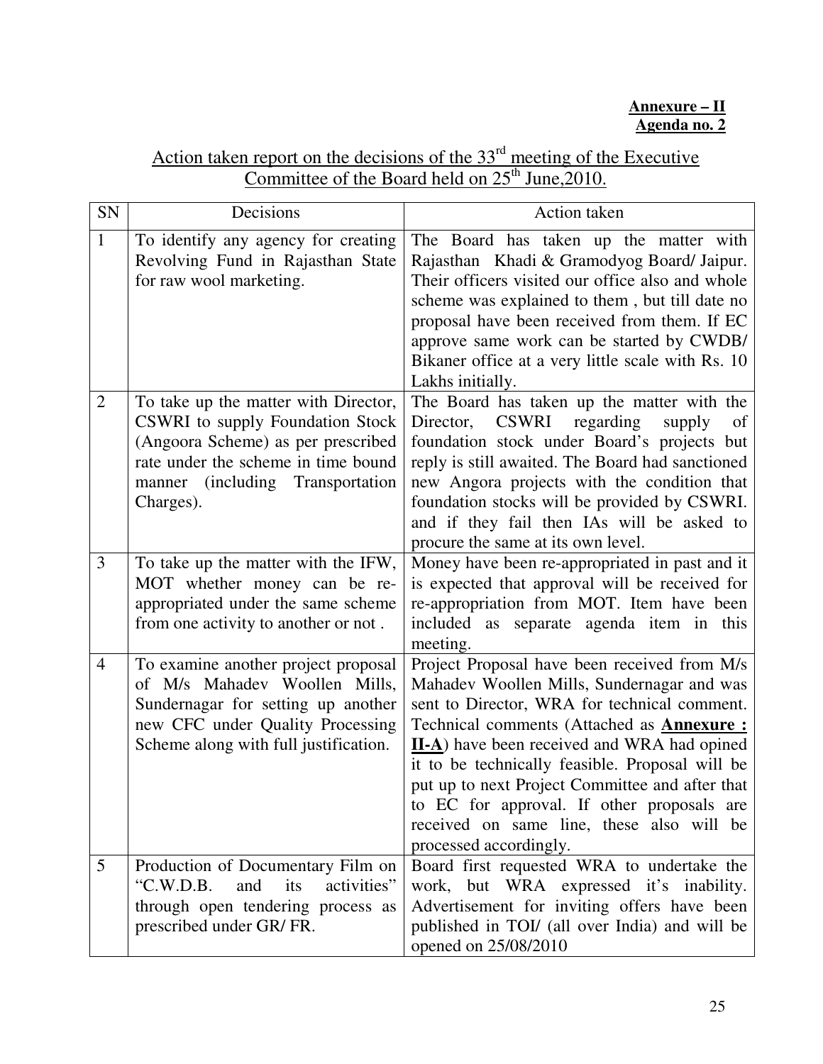**Annexure – II**
**Agenda no. 2**

Action taken report on the decisions of the 33rd meeting of the Executive Committee of the Board held on 25th June,2010.

| SN | Decisions | Action taken |
|---|---|---|
| 1 | To identify any agency for creating Revolving Fund in Rajasthan State for raw wool marketing. | The Board has taken up the matter with Rajasthan Khadi & Gramodyog Board/ Jaipur. Their officers visited our office also and whole scheme was explained to them , but till date no proposal have been received from them. If EC approve same work can be started by CWDB/ Bikaner office at a very little scale with Rs. 10 Lakhs initially. |
| 2 | To take up the matter with Director, CSWRI to supply Foundation Stock (Angoora Scheme) as per prescribed rate under the scheme in time bound manner (including Transportation Charges). | The Board has taken up the matter with the Director, CSWRI regarding supply of foundation stock under Board's projects but reply is still awaited. The Board had sanctioned new Angora projects with the condition that foundation stocks will be provided by CSWRI. and if they fail then IAs will be asked to procure the same at its own level. |
| 3 | To take up the matter with the IFW, MOT whether money can be re-appropriated under the same scheme from one activity to another or not . | Money have been re-appropriated in past and it is expected that approval will be received for re-appropriation from MOT. Item have been included as separate agenda item in this meeting. |
| 4 | To examine another project proposal of M/s Mahadev Woollen Mills, Sundernagar for setting up another new CFC under Quality Processing Scheme along with full justification. | Project Proposal have been received from M/s Mahadev Woollen Mills, Sundernagar and was sent to Director, WRA for technical comment. Technical comments (Attached as **Annexure : II-A**) have been received and WRA had opined it to be technically feasible. Proposal will be put up to next Project Committee and after that to EC for approval. If other proposals are received on same line, these also will be processed accordingly. |
| 5 | Production of Documentary Film on "C.W.D.B. and its activities" through open tendering process as prescribed under GR/ FR. | Board first requested WRA to undertake the work, but WRA expressed it's inability. Advertisement for inviting offers have been published in TOI/ (all over India) and will be opened on 25/08/2010 |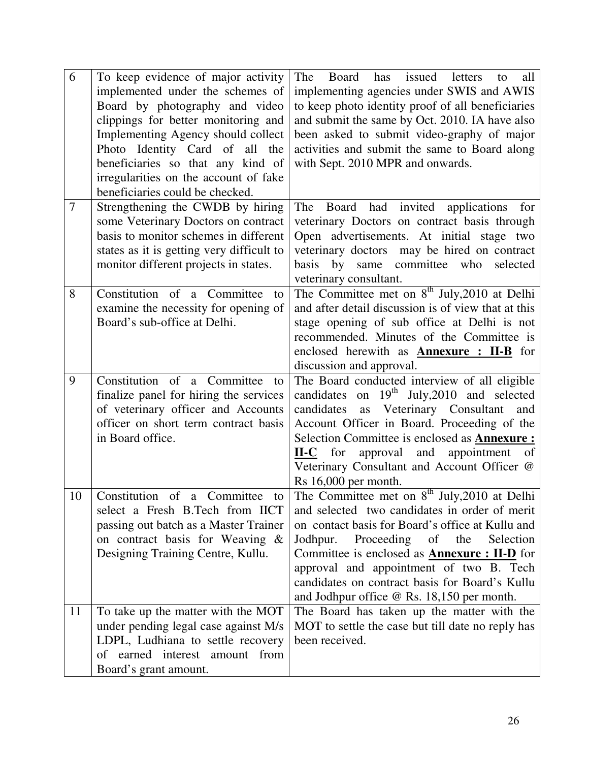| 6 | To keep evidence of major activity implemented under the schemes of Board by photography and video clippings for better monitoring and Implementing Agency should collect Photo Identity Card of all the beneficiaries so that any kind of irregularities on the account of fake beneficiaries could be checked. | The Board has issued letters to all implementing agencies under SWIS and AWIS to keep photo identity proof of all beneficiaries and submit the same by Oct. 2010. IA have also been asked to submit video-graphy of major activities and submit the same to Board along with Sept. 2010 MPR and onwards. |
|---|---|---|
| 7 | Strengthening the CWDB by hiring some Veterinary Doctors on contract basis to monitor schemes in different states as it is getting very difficult to monitor different projects in states. | The Board had invited applications for veterinary Doctors on contract basis through Open advertisements. At initial stage two veterinary doctors may be hired on contract basis by same committee who selected veterinary consultant. |
| 8 | Constitution of a Committee to examine the necessity for opening of Board's sub-office at Delhi. | The Committee met on 8th July,2010 at Delhi and after detail discussion is of view that at this stage opening of sub office at Delhi is not recommended. Minutes of the Committee is enclosed herewith as **Annexure : II-B** for discussion and approval. |
| 9 | Constitution of a Committee to finalize panel for hiring the services of veterinary officer and Accounts officer on short term contract basis in Board office. | The Board conducted interview of all eligible candidates on 19th July,2010 and selected candidates as Veterinary Consultant and Account Officer in Board. Proceeding of the Selection Committee is enclosed as **Annexure : II-C** for approval and appointment of Veterinary Consultant and Account Officer @ Rs 16,000 per month. |
| 10 | Constitution of a Committee to select a Fresh B.Tech from IICT passing out batch as a Master Trainer on contract basis for Weaving & Designing Training Centre, Kullu. | The Committee met on 8th July,2010 at Delhi and selected two candidates in order of merit on contact basis for Board's office at Kullu and Jodhpur. Proceeding of the Selection Committee is enclosed as **Annexure : II-D** for approval and appointment of two B. Tech candidates on contract basis for Board's Kullu and Jodhpur office @ Rs. 18,150 per month. |
| 11 | To take up the matter with the MOT under pending legal case against M/s LDPL, Ludhiana to settle recovery of earned interest amount from Board's grant amount. | The Board has taken up the matter with the MOT to settle the case but till date no reply has been received. |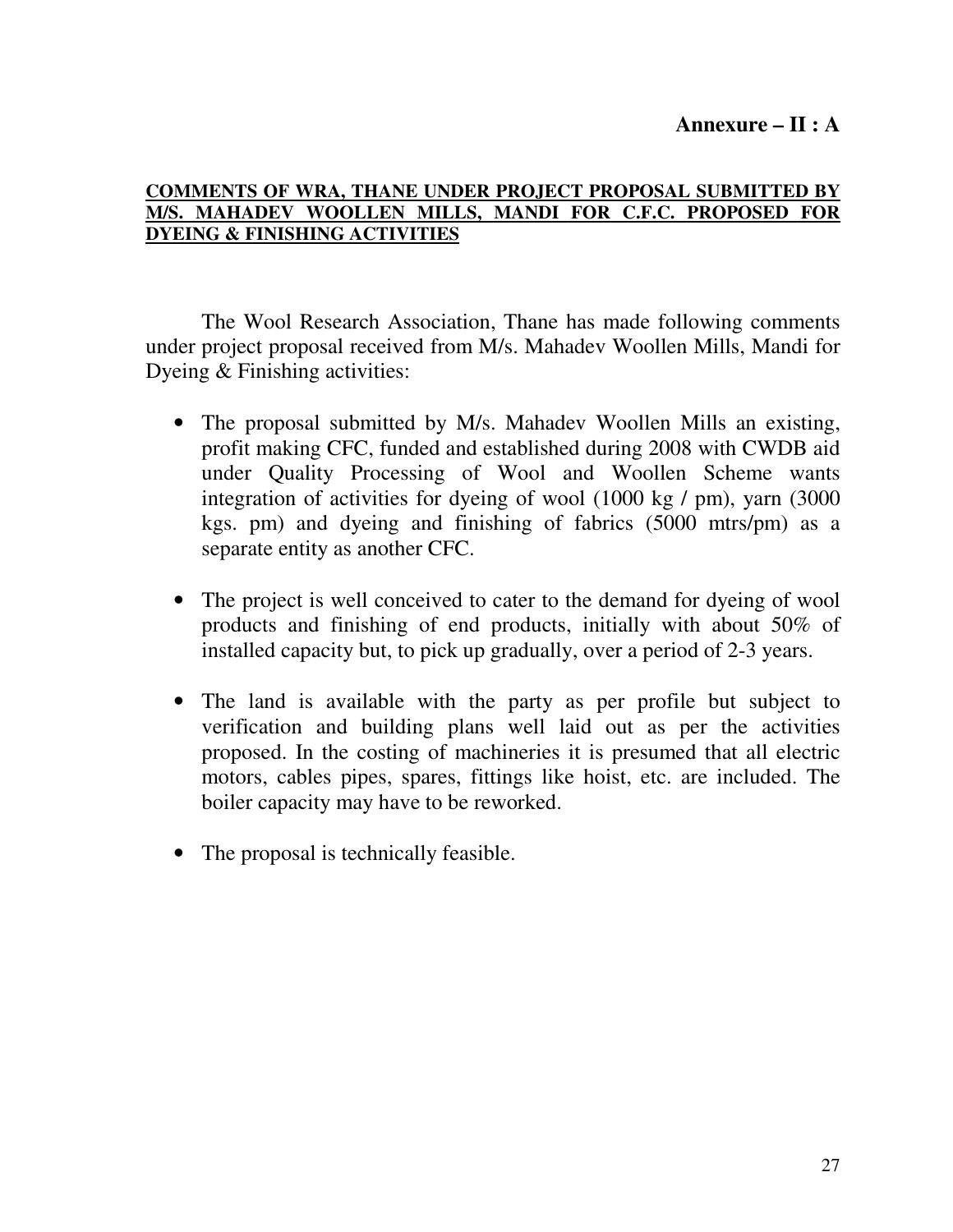**Annexure – II : A**

**COMMENTS OF WRA, THANE UNDER PROJECT PROPOSAL SUBMITTED BY M/S. MAHADEV WOOLLEN MILLS, MANDI FOR C.F.C. PROPOSED FOR DYEING & FINISHING ACTIVITIES**

The Wool Research Association, Thane has made following comments under project proposal received from M/s. Mahadev Woollen Mills, Mandi for Dyeing & Finishing activities:

- The proposal submitted by M/s. Mahadev Woollen Mills an existing, profit making CFC, funded and established during 2008 with CWDB aid under Quality Processing of Wool and Woollen Scheme wants integration of activities for dyeing of wool (1000 kg / pm), yarn (3000 kgs. pm) and dyeing and finishing of fabrics (5000 mtrs/pm) as a separate entity as another CFC.

- The project is well conceived to cater to the demand for dyeing of wool products and finishing of end products, initially with about 50% of installed capacity but, to pick up gradually, over a period of 2-3 years.

- The land is available with the party as per profile but subject to verification and building plans well laid out as per the activities proposed. In the costing of machineries it is presumed that all electric motors, cables pipes, spares, fittings like hoist, etc. are included. The boiler capacity may have to be reworked.

- The proposal is technically feasible.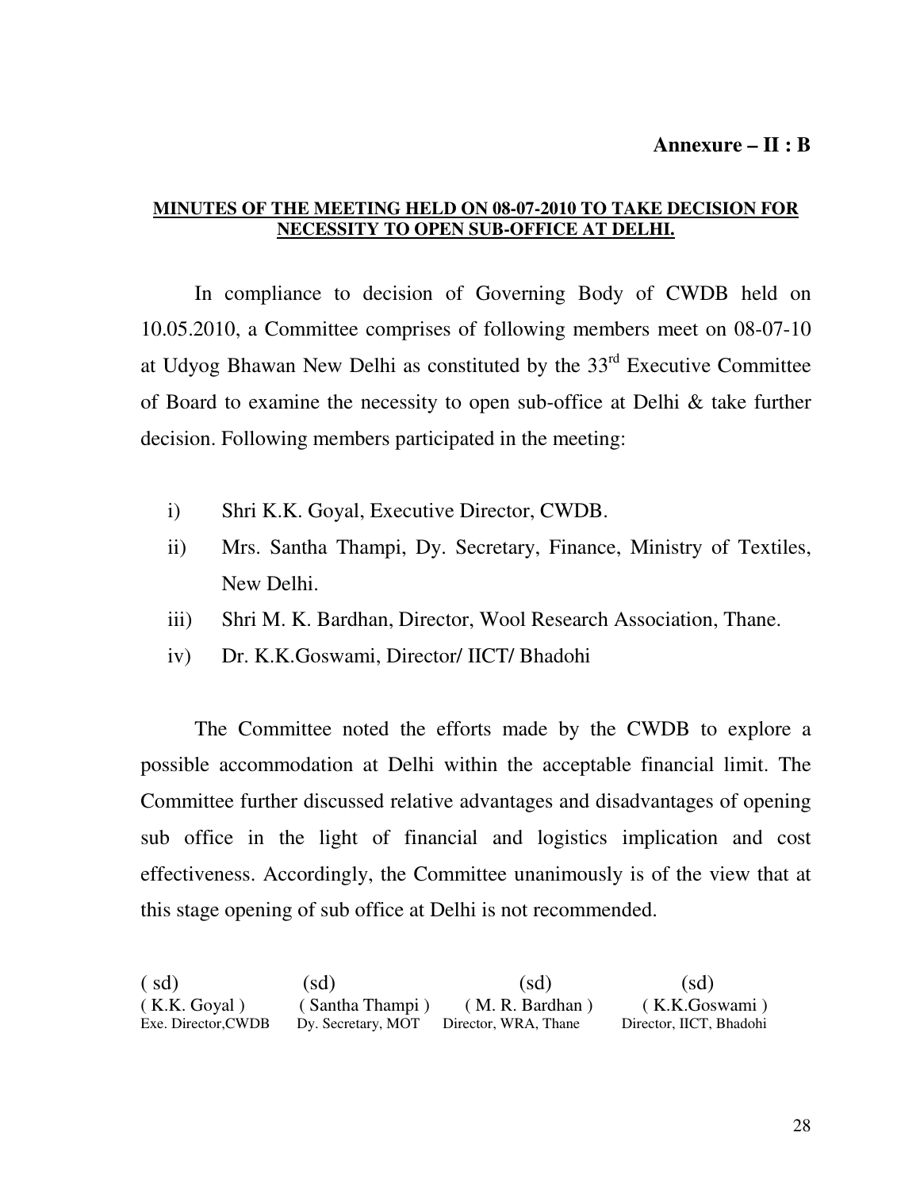**Annexure – II : B**

**MINUTES OF THE MEETING HELD ON 08-07-2010 TO TAKE DECISION FOR NECESSITY TO OPEN SUB-OFFICE AT DELHI.**

In compliance to decision of Governing Body of CWDB held on 10.05.2010, a Committee comprises of following members meet on 08-07-10 at Udyog Bhawan New Delhi as constituted by the 33rd Executive Committee of Board to examine the necessity to open sub-office at Delhi & take further decision. Following members participated in the meeting:

i) Shri K.K. Goyal, Executive Director, CWDB.

ii) Mrs. Santha Thampi, Dy. Secretary, Finance, Ministry of Textiles, New Delhi.

iii) Shri M. K. Bardhan, Director, Wool Research Association, Thane.

iv) Dr. K.K.Goswami, Director/ IICT/ Bhadohi

The Committee noted the efforts made by the CWDB to explore a possible accommodation at Delhi within the acceptable financial limit. The Committee further discussed relative advantages and disadvantages of opening sub office in the light of financial and logistics implication and cost effectiveness. Accordingly, the Committee unanimously is of the view that at this stage opening of sub office at Delhi is not recommended.

| ( sd) | (sd) | (sd) | (sd) |
|---|---|---|---|
| ( K.K. Goyal ) | ( Santha Thampi ) | ( M. R. Bardhan ) | ( K.K.Goswami ) |
| Exe. Director,CWDB | Dy. Secretary, MOT | Director, WRA, Thane | Director, IICT, Bhadohi |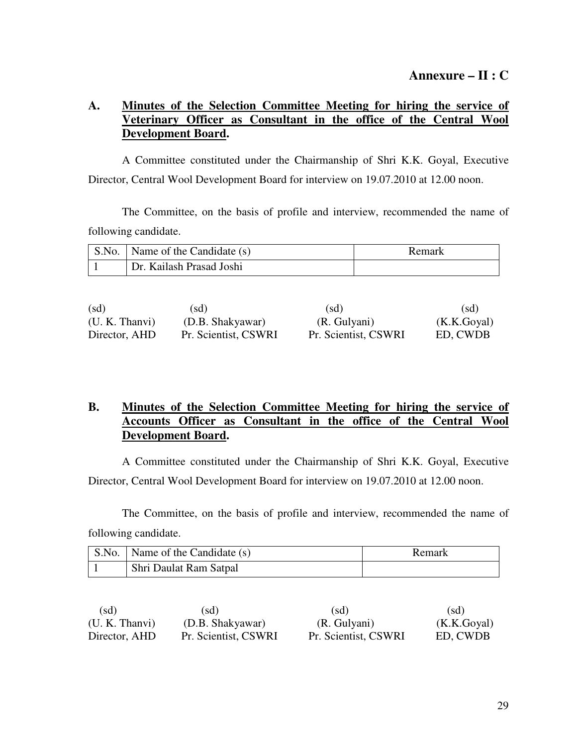**Annexure – II : C**

**A. Minutes of the Selection Committee Meeting for hiring the service of Veterinary Officer as Consultant in the office of the Central Wool Development Board.**

A Committee constituted under the Chairmanship of Shri K.K. Goyal, Executive Director, Central Wool Development Board for interview on 19.07.2010 at 12.00 noon.

The Committee, on the basis of profile and interview, recommended the name of following candidate.

| S.No. | Name of the Candidate (s) | Remark |
|---|---|---|
| 1 | Dr. Kailash Prasad Joshi | |

| (sd) | (sd) | (sd) | (sd) |
|---|---|---|---|
| (U. K. Thanvi) | (D.B. Shakyawar) | (R. Gulyani) | (K.K.Goyal) |
| Director, AHD | Pr. Scientist, CSWRI | Pr. Scientist, CSWRI | ED, CWDB |

**B. Minutes of the Selection Committee Meeting for hiring the service of Accounts Officer as Consultant in the office of the Central Wool Development Board.**

A Committee constituted under the Chairmanship of Shri K.K. Goyal, Executive Director, Central Wool Development Board for interview on 19.07.2010 at 12.00 noon.

The Committee, on the basis of profile and interview, recommended the name of following candidate.

| S.No. | Name of the Candidate (s) | Remark |
|---|---|---|
| 1 | Shri Daulat Ram Satpal | |

| (sd) | (sd) | (sd) | (sd) |
|---|---|---|---|
| (U. K. Thanvi) | (D.B. Shakyawar) | (R. Gulyani) | (K.K.Goyal) |
| Director, AHD | Pr. Scientist, CSWRI | Pr. Scientist, CSWRI | ED, CWDB |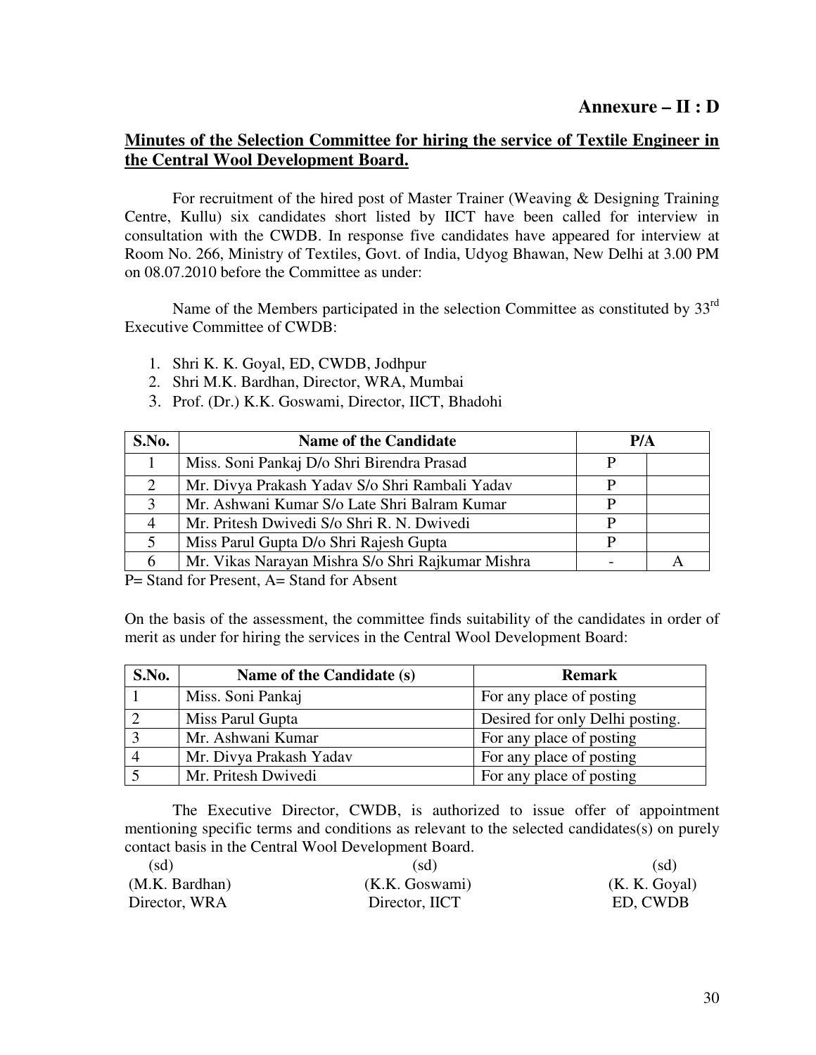**Annexure – II : D**

**Minutes of the Selection Committee for hiring the service of Textile Engineer in the Central Wool Development Board.**

For recruitment of the hired post of Master Trainer (Weaving & Designing Training Centre, Kullu) six candidates short listed by IICT have been called for interview in consultation with the CWDB. In response five candidates have appeared for interview at Room No. 266, Ministry of Textiles, Govt. of India, Udyog Bhawan, New Delhi at 3.00 PM on 08.07.2010 before the Committee as under:

Name of the Members participated in the selection Committee as constituted by 33rd Executive Committee of CWDB:

1. Shri K. K. Goyal, ED, CWDB, Jodhpur
2. Shri M.K. Bardhan, Director, WRA, Mumbai
3. Prof. (Dr.) K.K. Goswami, Director, IICT, Bhadohi

| S.No. | Name of the Candidate | P/A | |
|---|---|---|---|
| 1 | Miss. Soni Pankaj D/o Shri Birendra Prasad | P | |
| 2 | Mr. Divya Prakash Yadav S/o Shri Rambali Yadav | P | |
| 3 | Mr. Ashwani Kumar S/o Late Shri Balram Kumar | P | |
| 4 | Mr. Pritesh Dwivedi S/o Shri R. N. Dwivedi | P | |
| 5 | Miss Parul Gupta D/o Shri Rajesh Gupta | P | |
| 6 | Mr. Vikas Narayan Mishra S/o Shri Rajkumar Mishra | - | A |

P= Stand for Present, A= Stand for Absent

On the basis of the assessment, the committee finds suitability of the candidates in order of merit as under for hiring the services in the Central Wool Development Board:

| S.No. | Name of the Candidate (s) | Remark |
|---|---|---|
| 1 | Miss. Soni Pankaj | For any place of posting |
| 2 | Miss Parul Gupta | Desired for only Delhi posting. |
| 3 | Mr. Ashwani Kumar | For any place of posting |
| 4 | Mr. Divya Prakash Yadav | For any place of posting |
| 5 | Mr. Pritesh Dwivedi | For any place of posting |

The Executive Director, CWDB, is authorized to issue offer of appointment mentioning specific terms and conditions as relevant to the selected candidates(s) on purely contact basis in the Central Wool Development Board.

| (sd) | (sd) | (sd) |
|---|---|---|
| (M.K. Bardhan) | (K.K. Goswami) | (K. K. Goyal) |
| Director, WRA | Director, IICT | ED, CWDB |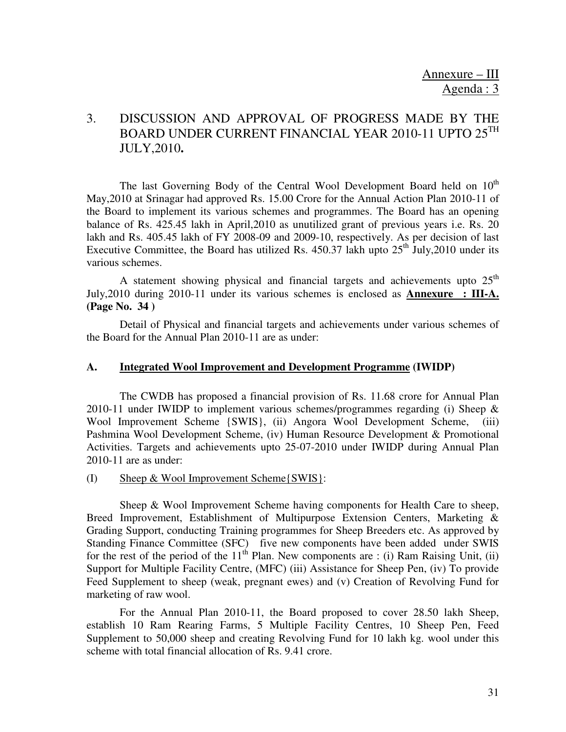Annexure – III
Agenda : 3

## 3. DISCUSSION AND APPROVAL OF PROGRESS MADE BY THE BOARD UNDER CURRENT FINANCIAL YEAR 2010-11 UPTO 25TH JULY,2010.

The last Governing Body of the Central Wool Development Board held on 10th May,2010 at Srinagar had approved Rs. 15.00 Crore for the Annual Action Plan 2010-11 of the Board to implement its various schemes and programmes. The Board has an opening balance of Rs. 425.45 lakh in April,2010 as unutilized grant of previous years i.e. Rs. 20 lakh and Rs. 405.45 lakh of FY 2008-09 and 2009-10, respectively. As per decision of last Executive Committee, the Board has utilized Rs. 450.37 lakh upto 25th July,2010 under its various schemes.

A statement showing physical and financial targets and achievements upto 25th July,2010 during 2010-11 under its various schemes is enclosed as **Annexure : III-A. (Page No. 34 )**

Detail of Physical and financial targets and achievements under various schemes of the Board for the Annual Plan 2010-11 are as under:

### A. Integrated Wool Improvement and Development Programme (IWIDP)

The CWDB has proposed a financial provision of Rs. 11.68 crore for Annual Plan 2010-11 under IWIDP to implement various schemes/programmes regarding (i) Sheep & Wool Improvement Scheme {SWIS}, (ii) Angora Wool Development Scheme, (iii) Pashmina Wool Development Scheme, (iv) Human Resource Development & Promotional Activities. Targets and achievements upto 25-07-2010 under IWIDP during Annual Plan 2010-11 are as under:

(I) Sheep & Wool Improvement Scheme{SWIS}:

Sheep & Wool Improvement Scheme having components for Health Care to sheep, Breed Improvement, Establishment of Multipurpose Extension Centers, Marketing & Grading Support, conducting Training programmes for Sheep Breeders etc. As approved by Standing Finance Committee (SFC) five new components have been added under SWIS for the rest of the period of the 11th Plan. New components are : (i) Ram Raising Unit, (ii) Support for Multiple Facility Centre, (MFC) (iii) Assistance for Sheep Pen, (iv) To provide Feed Supplement to sheep (weak, pregnant ewes) and (v) Creation of Revolving Fund for marketing of raw wool.

For the Annual Plan 2010-11, the Board proposed to cover 28.50 lakh Sheep, establish 10 Ram Rearing Farms, 5 Multiple Facility Centres, 10 Sheep Pen, Feed Supplement to 50,000 sheep and creating Revolving Fund for 10 lakh kg. wool under this scheme with total financial allocation of Rs. 9.41 crore.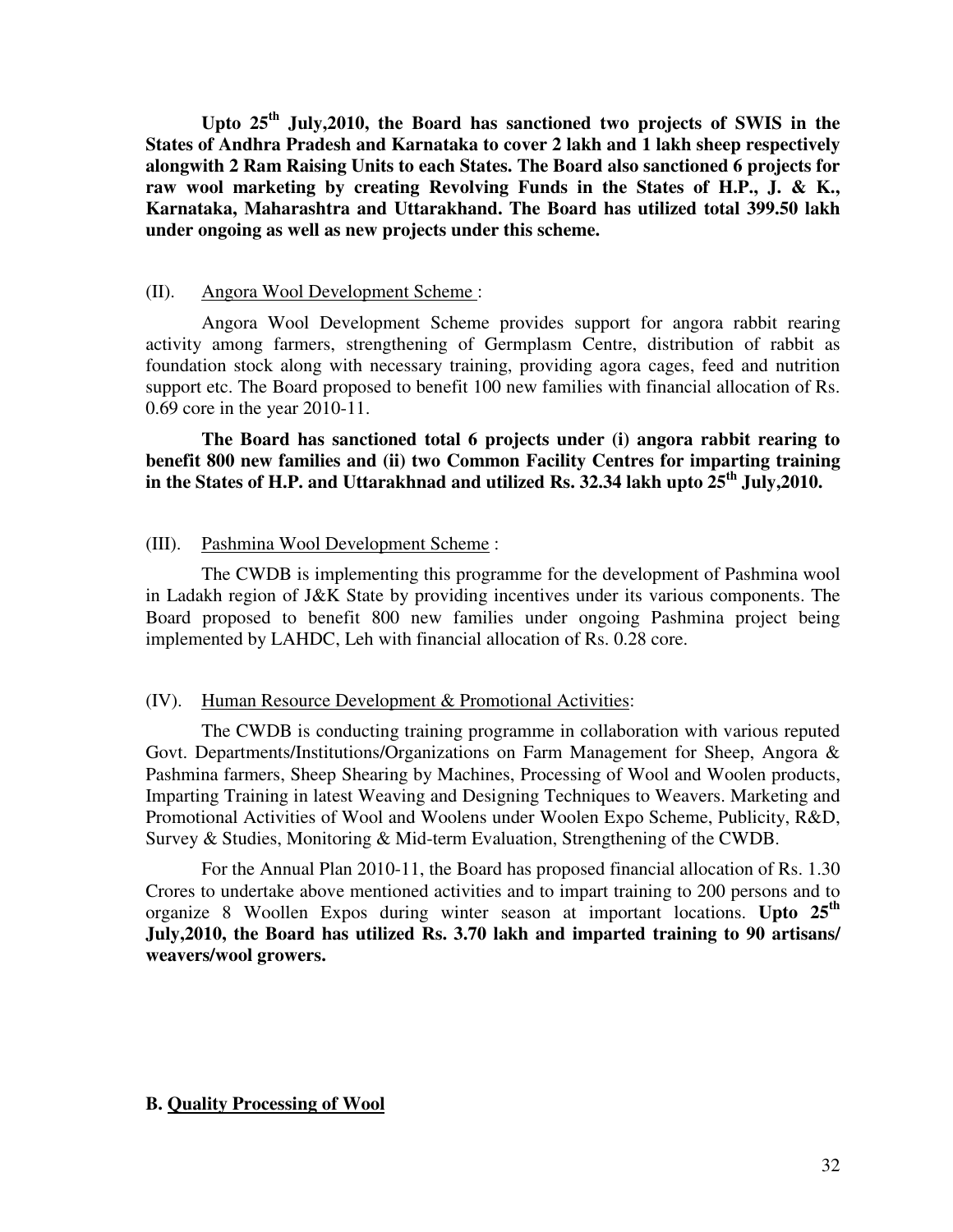**Upto 25th July,2010, the Board has sanctioned two projects of SWIS in the States of Andhra Pradesh and Karnataka to cover 2 lakh and 1 lakh sheep respectively alongwith 2 Ram Raising Units to each States. The Board also sanctioned 6 projects for raw wool marketing by creating Revolving Funds in the States of H.P., J. & K., Karnataka, Maharashtra and Uttarakhand. The Board has utilized total 399.50 lakh under ongoing as well as new projects under this scheme.**

(II). Angora Wool Development Scheme :

Angora Wool Development Scheme provides support for angora rabbit rearing activity among farmers, strengthening of Germplasm Centre, distribution of rabbit as foundation stock along with necessary training, providing agora cages, feed and nutrition support etc. The Board proposed to benefit 100 new families with financial allocation of Rs. 0.69 core in the year 2010-11.

**The Board has sanctioned total 6 projects under (i) angora rabbit rearing to benefit 800 new families and (ii) two Common Facility Centres for imparting training in the States of H.P. and Uttarakhnad and utilized Rs. 32.34 lakh upto 25th July,2010.**

(III). Pashmina Wool Development Scheme :

The CWDB is implementing this programme for the development of Pashmina wool in Ladakh region of J&K State by providing incentives under its various components. The Board proposed to benefit 800 new families under ongoing Pashmina project being implemented by LAHDC, Leh with financial allocation of Rs. 0.28 core.

(IV). Human Resource Development & Promotional Activities:

The CWDB is conducting training programme in collaboration with various reputed Govt. Departments/Institutions/Organizations on Farm Management for Sheep, Angora & Pashmina farmers, Sheep Shearing by Machines, Processing of Wool and Woolen products, Imparting Training in latest Weaving and Designing Techniques to Weavers. Marketing and Promotional Activities of Wool and Woolens under Woolen Expo Scheme, Publicity, R&D, Survey & Studies, Monitoring & Mid-term Evaluation, Strengthening of the CWDB.

For the Annual Plan 2010-11, the Board has proposed financial allocation of Rs. 1.30 Crores to undertake above mentioned activities and to impart training to 200 persons and to organize 8 Woollen Expos during winter season at important locations. **Upto 25th July,2010, the Board has utilized Rs. 3.70 lakh and imparted training to 90 artisans/ weavers/wool growers.**

**B. Quality Processing of Wool**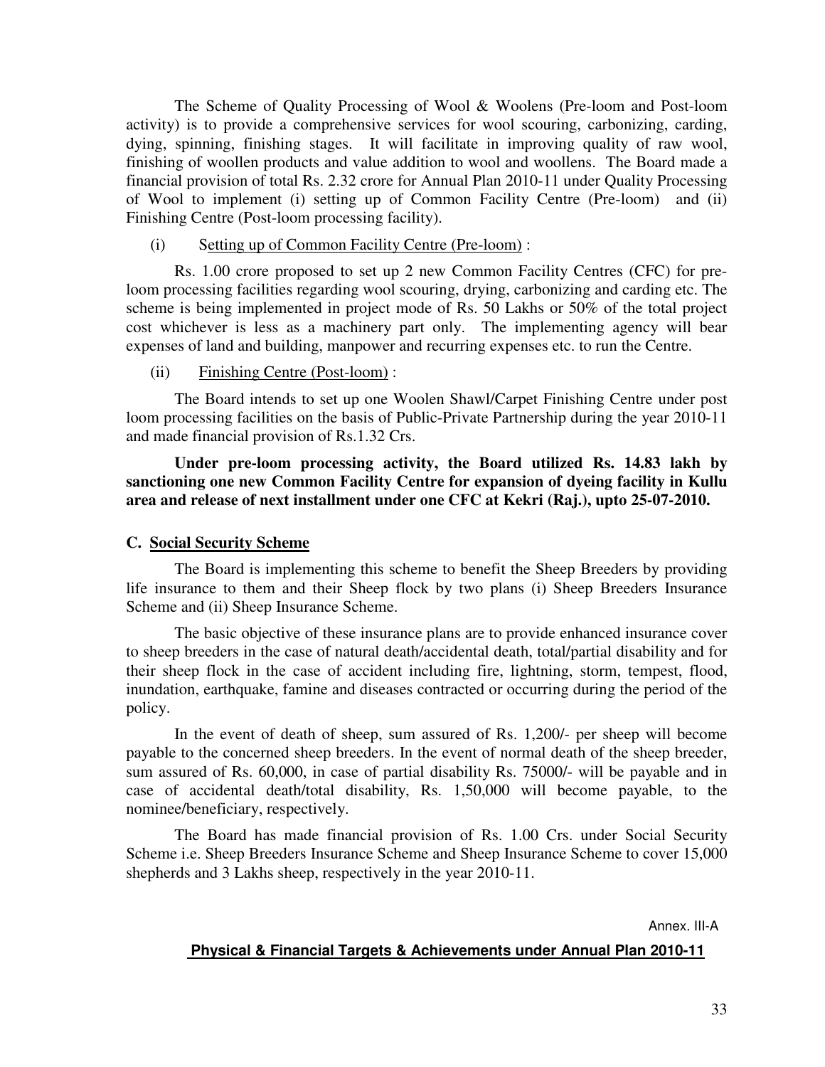The Scheme of Quality Processing of Wool & Woolens (Pre-loom and Post-loom activity) is to provide a comprehensive services for wool scouring, carbonizing, carding, dying, spinning, finishing stages. It will facilitate in improving quality of raw wool, finishing of woollen products and value addition to wool and woollens. The Board made a financial provision of total Rs. 2.32 crore for Annual Plan 2010-11 under Quality Processing of Wool to implement (i) setting up of Common Facility Centre (Pre-loom) and (ii) Finishing Centre (Post-loom processing facility).

(i) Setting up of Common Facility Centre (Pre-loom) :

Rs. 1.00 crore proposed to set up 2 new Common Facility Centres (CFC) for pre-loom processing facilities regarding wool scouring, drying, carbonizing and carding etc. The scheme is being implemented in project mode of Rs. 50 Lakhs or 50% of the total project cost whichever is less as a machinery part only. The implementing agency will bear expenses of land and building, manpower and recurring expenses etc. to run the Centre.

(ii) Finishing Centre (Post-loom) :

The Board intends to set up one Woolen Shawl/Carpet Finishing Centre under post loom processing facilities on the basis of Public-Private Partnership during the year 2010-11 and made financial provision of Rs.1.32 Crs.

**Under pre-loom processing activity, the Board utilized Rs. 14.83 lakh by sanctioning one new Common Facility Centre for expansion of dyeing facility in Kullu area and release of next installment under one CFC at Kekri (Raj.), upto 25-07-2010.**

## C. Social Security Scheme

The Board is implementing this scheme to benefit the Sheep Breeders by providing life insurance to them and their Sheep flock by two plans (i) Sheep Breeders Insurance Scheme and (ii) Sheep Insurance Scheme.

The basic objective of these insurance plans are to provide enhanced insurance cover to sheep breeders in the case of natural death/accidental death, total/partial disability and for their sheep flock in the case of accident including fire, lightning, storm, tempest, flood, inundation, earthquake, famine and diseases contracted or occurring during the period of the policy.

In the event of death of sheep, sum assured of Rs. 1,200/- per sheep will become payable to the concerned sheep breeders. In the event of normal death of the sheep breeder, sum assured of Rs. 60,000, in case of partial disability Rs. 75000/- will be payable and in case of accidental death/total disability, Rs. 1,50,000 will become payable, to the nominee/beneficiary, respectively.

The Board has made financial provision of Rs. 1.00 Crs. under Social Security Scheme i.e. Sheep Breeders Insurance Scheme and Sheep Insurance Scheme to cover 15,000 shepherds and 3 Lakhs sheep, respectively in the year 2010-11.

Annex. III-A

**Physical & Financial Targets & Achievements under Annual Plan 2010-11**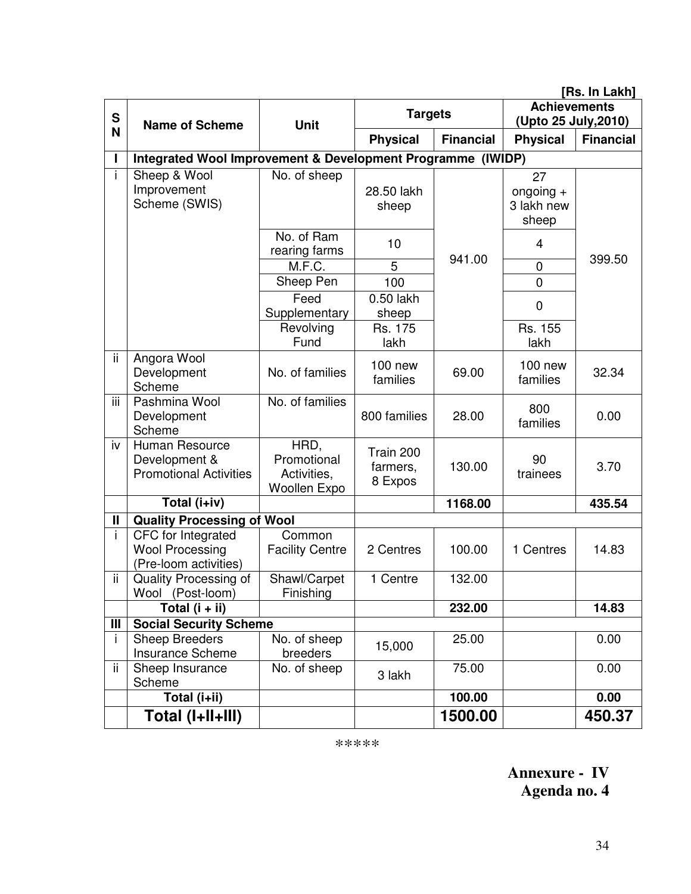[Rs. In Lakh]

| SN | Name of Scheme | Unit | Targets | | Achievements (Upto 25 July,2010) | |
|---|---|---|---|---|---|---|
| | | | Physical | Financial | Physical | Financial |
| I | Integrated Wool Improvement & Development Programme (IWIDP) | | | | | |
| i | Sheep & Wool Improvement Scheme (SWIS) | No. of sheep | 28.50 lakh sheep | 941.00 | 27 ongoing + 3 lakh new sheep | 399.50 |
| | | No. of Ram rearing farms | 10 | | 4 | |
| | | M.F.C. | 5 | | 0 | |
| | | Sheep Pen | 100 | | 0 | |
| | | Feed Supplementary | 0.50 lakh sheep | | 0 | |
| | | Revolving Fund | Rs. 175 lakh | | Rs. 155 lakh | |
| ii | Angora Wool Development Scheme | No. of families | 100 new families | 69.00 | 100 new families | 32.34 |
| iii | Pashmina Wool Development Scheme | No. of families | 800 families | 28.00 | 800 families | 0.00 |
| iv | Human Resource Development & Promotional Activities | HRD, Promotional Activities, Woollen Expo | Train 200 farmers, 8 Expos | 130.00 | 90 trainees | 3.70 |
| | **Total (i+iv)** | | | **1168.00** | | **435.54** |
| II | **Quality Processing of Wool** | | | | | |
| i | CFC for Integrated Wool Processing (Pre-loom activities) | Common Facility Centre | 2 Centres | 100.00 | 1 Centres | 14.83 |
| ii | Quality Processing of Wool (Post-loom) | Shawl/Carpet Finishing | 1 Centre | 132.00 | | |
| | **Total (i + ii)** | | | **232.00** | | **14.83** |
| III | **Social Security Scheme** | | | | | |
| i | Sheep Breeders Insurance Scheme | No. of sheep breeders | 15,000 | 25.00 | | 0.00 |
| ii | Sheep Insurance Scheme | No. of sheep | 3 lakh | 75.00 | | 0.00 |
| | **Total (i+ii)** | | | **100.00** | | **0.00** |
| | **Total (I+II+III)** | | | **1500.00** | | **450.37** |

*****

**Annexure - IV**
**Agenda no. 4**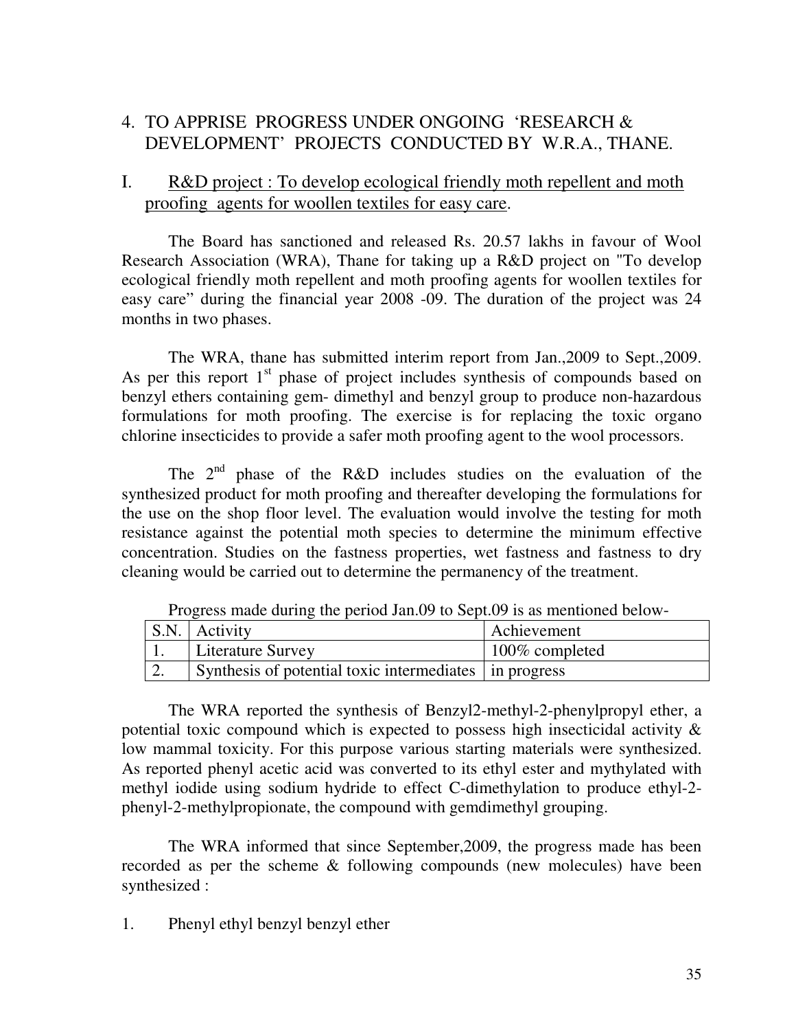## 4. TO APPRISE PROGRESS UNDER ONGOING 'RESEARCH & DEVELOPMENT' PROJECTS CONDUCTED BY W.R.A., THANE.

### I. R&D project : To develop ecological friendly moth repellent and moth proofing agents for woollen textiles for easy care.

The Board has sanctioned and released Rs. 20.57 lakhs in favour of Wool Research Association (WRA), Thane for taking up a R&D project on "To develop ecological friendly moth repellent and moth proofing agents for woollen textiles for easy care" during the financial year 2008 -09. The duration of the project was 24 months in two phases.

The WRA, thane has submitted interim report from Jan.,2009 to Sept.,2009. As per this report 1st phase of project includes synthesis of compounds based on benzyl ethers containing gem- dimethyl and benzyl group to produce non-hazardous formulations for moth proofing. The exercise is for replacing the toxic organo chlorine insecticides to provide a safer moth proofing agent to the wool processors.

The 2nd phase of the R&D includes studies on the evaluation of the synthesized product for moth proofing and thereafter developing the formulations for the use on the shop floor level. The evaluation would involve the testing for moth resistance against the potential moth species to determine the minimum effective concentration. Studies on the fastness properties, wet fastness and fastness to dry cleaning would be carried out to determine the permanency of the treatment.

Progress made during the period Jan.09 to Sept.09 is as mentioned below-

| S.N. | Activity | Achievement |
|---|---|---|
| 1. | Literature Survey | 100% completed |
| 2. | Synthesis of potential toxic intermediates | in progress |

The WRA reported the synthesis of Benzyl2-methyl-2-phenylpropyl ether, a potential toxic compound which is expected to possess high insecticidal activity & low mammal toxicity. For this purpose various starting materials were synthesized. As reported phenyl acetic acid was converted to its ethyl ester and mythylated with methyl iodide using sodium hydride to effect C-dimethylation to produce ethyl-2-phenyl-2-methylpropionate, the compound with gemdimethyl grouping.

The WRA informed that since September,2009, the progress made has been recorded as per the scheme & following compounds (new molecules) have been synthesized :

1. Phenyl ethyl benzyl benzyl ether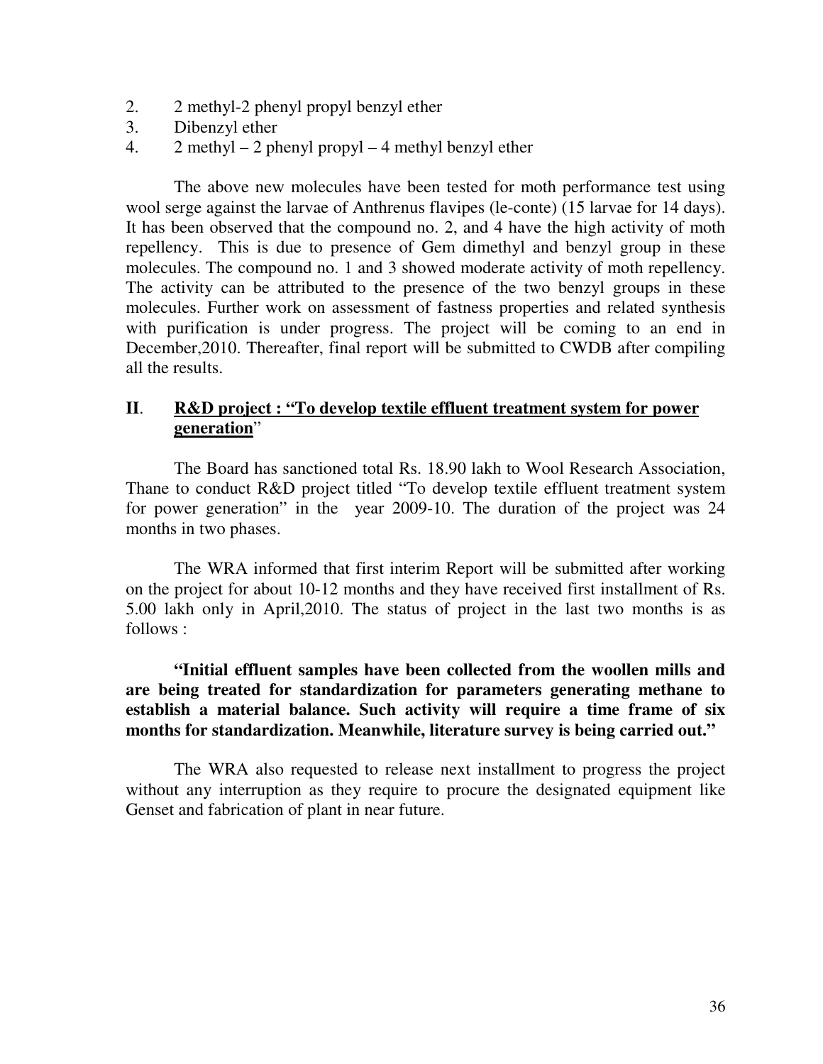2. 2 methyl-2 phenyl propyl benzyl ether
3. Dibenzyl ether
4. 2 methyl – 2 phenyl propyl – 4 methyl benzyl ether

The above new molecules have been tested for moth performance test using wool serge against the larvae of Anthrenus flavipes (le-conte) (15 larvae for 14 days). It has been observed that the compound no. 2, and 4 have the high activity of moth repellency. This is due to presence of Gem dimethyl and benzyl group in these molecules. The compound no. 1 and 3 showed moderate activity of moth repellency. The activity can be attributed to the presence of the two benzyl groups in these molecules. Further work on assessment of fastness properties and related synthesis with purification is under progress. The project will be coming to an end in December,2010. Thereafter, final report will be submitted to CWDB after compiling all the results.

## II. <u>R&D project : "To develop textile effluent treatment system for power generation</u>"

The Board has sanctioned total Rs. 18.90 lakh to Wool Research Association, Thane to conduct R&D project titled "To develop textile effluent treatment system for power generation" in the year 2009-10. The duration of the project was 24 months in two phases.

The WRA informed that first interim Report will be submitted after working on the project for about 10-12 months and they have received first installment of Rs. 5.00 lakh only in April,2010. The status of project in the last two months is as follows :

**"Initial effluent samples have been collected from the woollen mills and are being treated for standardization for parameters generating methane to establish a material balance. Such activity will require a time frame of six months for standardization. Meanwhile, literature survey is being carried out."**

The WRA also requested to release next installment to progress the project without any interruption as they require to procure the designated equipment like Genset and fabrication of plant in near future.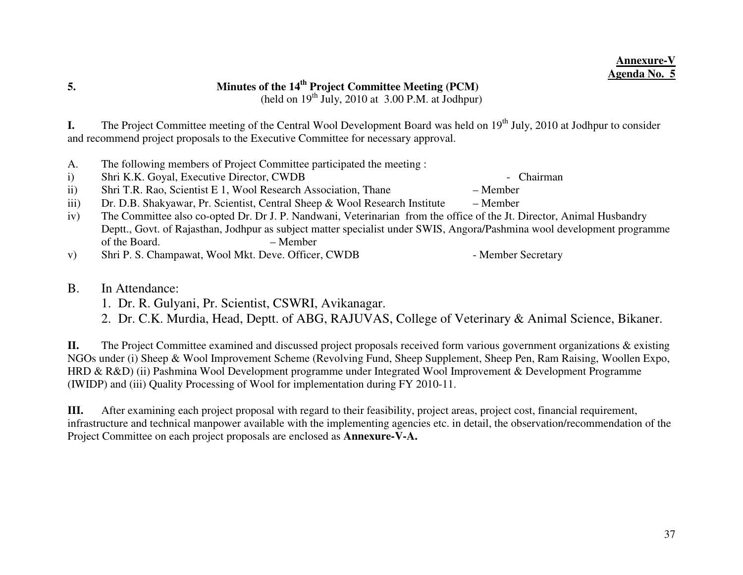**Annexure-V**
**Agenda No. 5**

## 5. Minutes of the 14th Project Committee Meeting (PCM)

(held on 19th July, 2010 at 3.00 P.M. at Jodhpur)

**I.** The Project Committee meeting of the Central Wool Development Board was held on 19th July, 2010 at Jodhpur to consider and recommend project proposals to the Executive Committee for necessary approval.

A. The following members of Project Committee participated the meeting :

i) Shri K.K. Goyal, Executive Director, CWDB - Chairman

ii) Shri T.R. Rao, Scientist E 1, Wool Research Association, Thane – Member

iii) Dr. D.B. Shakyawar, Pr. Scientist, Central Sheep & Wool Research Institute – Member

iv) The Committee also co-opted Dr. Dr J. P. Nandwani, Veterinarian from the office of the Jt. Director, Animal Husbandry Deptt., Govt. of Rajasthan, Jodhpur as subject matter specialist under SWIS, Angora/Pashmina wool development programme of the Board. – Member

v) Shri P. S. Champawat, Wool Mkt. Deve. Officer, CWDB - Member Secretary

B. In Attendance:

1. Dr. R. Gulyani, Pr. Scientist, CSWRI, Avikanagar.
2. Dr. C.K. Murdia, Head, Deptt. of ABG, RAJUVAS, College of Veterinary & Animal Science, Bikaner.

**II.** The Project Committee examined and discussed project proposals received form various government organizations & existing NGOs under (i) Sheep & Wool Improvement Scheme (Revolving Fund, Sheep Supplement, Sheep Pen, Ram Raising, Woollen Expo, HRD & R&D) (ii) Pashmina Wool Development programme under Integrated Wool Improvement & Development Programme (IWIDP) and (iii) Quality Processing of Wool for implementation during FY 2010-11.

**III.** After examining each project proposal with regard to their feasibility, project areas, project cost, financial requirement, infrastructure and technical manpower available with the implementing agencies etc. in detail, the observation/recommendation of the Project Committee on each project proposals are enclosed as **Annexure-V-A.**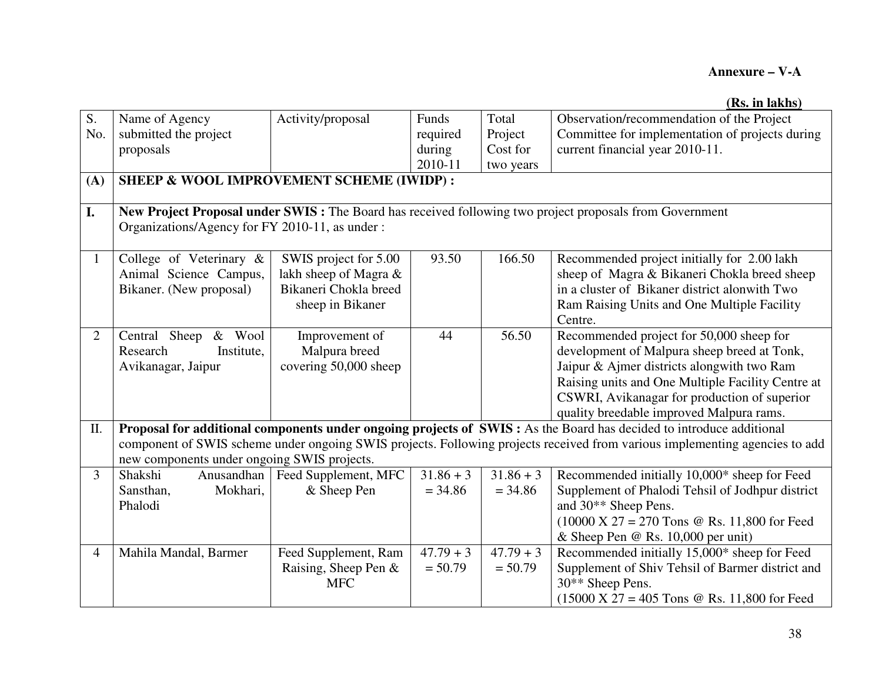**Annexure – V-A**

**(Rs. in lakhs)**

| S. No. | Name of Agency submitted the project proposals | Activity/proposal | Funds required during 2010-11 | Total Project Cost for two years | Observation/recommendation of the Project Committee for implementation of projects during current financial year 2010-11. |
|---|---|---|---|---|---|
| **(A)** | **SHEEP & WOOL IMPROVEMENT SCHEME (IWIDP) :** | | | | |
| **I.** | **New Project Proposal under SWIS :** The Board has received following two project proposals from Government Organizations/Agency for FY 2010-11, as under : | | | | |
| 1 | College of Veterinary & Animal Science Campus, Bikaner. (New proposal) | SWIS project for 5.00 lakh sheep of Magra & Bikaneri Chokla breed sheep in Bikaner | 93.50 | 166.50 | Recommended project initially for 2.00 lakh sheep of Magra & Bikaneri Chokla breed sheep in a cluster of Bikaner district alonwith Two Ram Raising Units and One Multiple Facility Centre. |
| 2 | Central Sheep & Wool Research Institute, Avikanagar, Jaipur | Improvement of Malpura breed covering 50,000 sheep | 44 | 56.50 | Recommended project for 50,000 sheep for development of Malpura sheep breed at Tonk, Jaipur & Ajmer districts alongwith two Ram Raising units and One Multiple Facility Centre at CSWRI, Avikanagar for production of superior quality breedable improved Malpura rams. |
| II. | **Proposal for additional components under ongoing projects of SWIS :** As the Board has decided to introduce additional component of SWIS scheme under ongoing SWIS projects. Following projects received from various implementing agencies to add new components under ongoing SWIS projects. | | | | |
| 3 | Shakshi Anusandhan Sansthan, Mokhari, Phalodi | Feed Supplement, MFC & Sheep Pen | 31.86 + 3 = 34.86 | 31.86 + 3 = 34.86 | Recommended initially 10,000* sheep for Feed Supplement of Phalodi Tehsil of Jodhpur district and 30** Sheep Pens.<br>(10000 X 27 = 270 Tons @ Rs. 11,800 for Feed & Sheep Pen @ Rs. 10,000 per unit) |
| 4 | Mahila Mandal, Barmer | Feed Supplement, Ram Raising, Sheep Pen & MFC | 47.79 + 3 = 50.79 | 47.79 + 3 = 50.79 | Recommended initially 15,000* sheep for Feed Supplement of Shiv Tehsil of Barmer district and 30** Sheep Pens.<br>(15000 X 27 = 405 Tons @ Rs. 11,800 for Feed |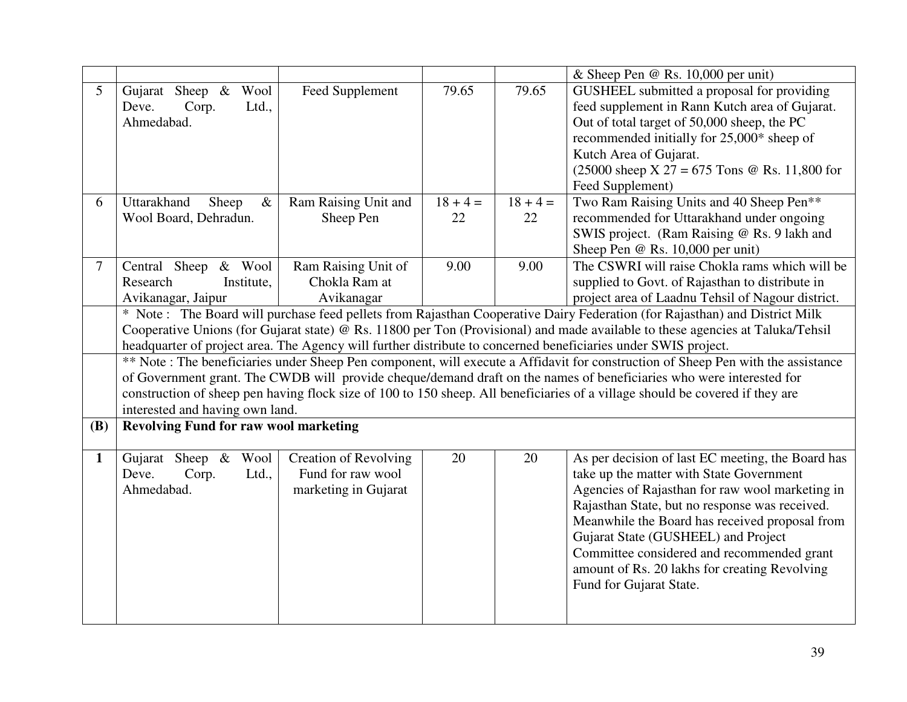| | | | | | |
|---|---|---|---|---|---|
| | | | | | & Sheep Pen @ Rs. 10,000 per unit) |
| 5 | Gujarat Sheep & Wool Deve. Corp. Ltd., Ahmedabad. | Feed Supplement | 79.65 | 79.65 | GUSHEEL submitted a proposal for providing feed supplement in Rann Kutch area of Gujarat. Out of total target of 50,000 sheep, the PC recommended initially for 25,000* sheep of Kutch Area of Gujarat. (25000 sheep X 27 = 675 Tons @ Rs. 11,800 for Feed Supplement) |
| 6 | Uttarakhand Sheep & Wool Board, Dehradun. | Ram Raising Unit and Sheep Pen | 18 + 4 = 22 | 18 + 4 = 22 | Two Ram Raising Units and 40 Sheep Pen** recommended for Uttarakhand under ongoing SWIS project. (Ram Raising @ Rs. 9 lakh and Sheep Pen @ Rs. 10,000 per unit) |
| 7 | Central Sheep & Wool Research Institute, Avikanagar, Jaipur | Ram Raising Unit of Chokla Ram at Avikanagar | 9.00 | 9.00 | The CSWRI will raise Chokla rams which will be supplied to Govt. of Rajasthan to distribute in project area of Laadnu Tehsil of Nagour district. |
| | * Note : The Board will purchase feed pellets from Rajasthan Cooperative Dairy Federation (for Rajasthan) and District Milk Cooperative Unions (for Gujarat state) @ Rs. 11800 per Ton (Provisional) and made available to these agencies at Taluka/Tehsil headquarter of project area. The Agency will further distribute to concerned beneficiaries under SWIS project. | | | | |
| | ** Note : The beneficiaries under Sheep Pen component, will execute a Affidavit for construction of Sheep Pen with the assistance of Government grant. The CWDB will provide cheque/demand draft on the names of beneficiaries who were interested for construction of sheep pen having flock size of 100 to 150 sheep. All beneficiaries of a village should be covered if they are interested and having own land. | | | | |
| **(B)** | **Revolving Fund for raw wool marketing** | | | | |
| **1** | Gujarat Sheep & Wool Deve. Corp. Ltd., Ahmedabad. | Creation of Revolving Fund for raw wool marketing in Gujarat | 20 | 20 | As per decision of last EC meeting, the Board has take up the matter with State Government Agencies of Rajasthan for raw wool marketing in Rajasthan State, but no response was received. Meanwhile the Board has received proposal from Gujarat State (GUSHEEL) and Project Committee considered and recommended grant amount of Rs. 20 lakhs for creating Revolving Fund for Gujarat State. |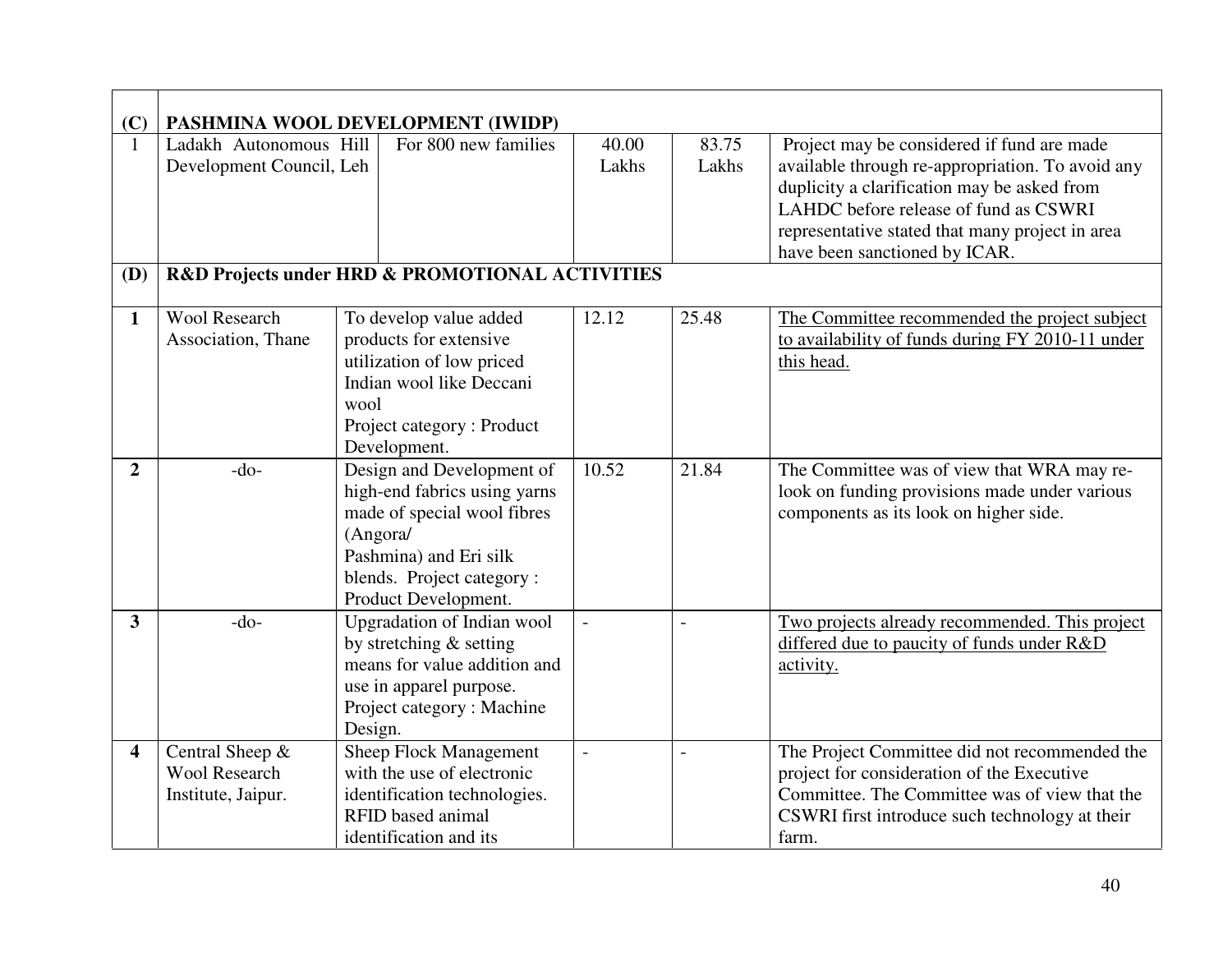| (C) | PASHMINA WOOL DEVELOPMENT (IWIDP) | | | | |
|---|---|---|---|---|---|
| 1 | Ladakh Autonomous Hill Development Council, Leh | For 800 new families | 40.00 Lakhs | 83.75 Lakhs | Project may be considered if fund are made available through re-appropriation. To avoid any duplicity a clarification may be asked from LAHDC before release of fund as CSWRI representative stated that many project in area have been sanctioned by ICAR. |
| **(D)** | **R&D Projects under HRD & PROMOTIONAL ACTIVITIES** | | | | |
| **1** | Wool Research Association, Thane | To develop value added products for extensive utilization of low priced Indian wool like Deccani wool<br>Project category : Product Development. | 12.12 | 25.48 | The Committee recommended the project subject to availability of funds during FY 2010-11 under this head. |
| **2** | -do- | Design and Development of high-end fabrics using yarns made of special wool fibres (Angora/ Pashmina) and Eri silk blends. Project category : Product Development. | 10.52 | 21.84 | The Committee was of view that WRA may re-look on funding provisions made under various components as its look on higher side. |
| **3** | -do- | Upgradation of Indian wool by stretching & setting means for value addition and use in apparel purpose.<br>Project category : Machine Design. | - | - | Two projects already recommended. This project differed due to paucity of funds under R&D activity. |
| **4** | Central Sheep & Wool Research Institute, Jaipur. | Sheep Flock Management with the use of electronic identification technologies. RFID based animal identification and its | - | - | The Project Committee did not recommended the project for consideration of the Executive Committee. The Committee was of view that the CSWRI first introduce such technology at their farm. |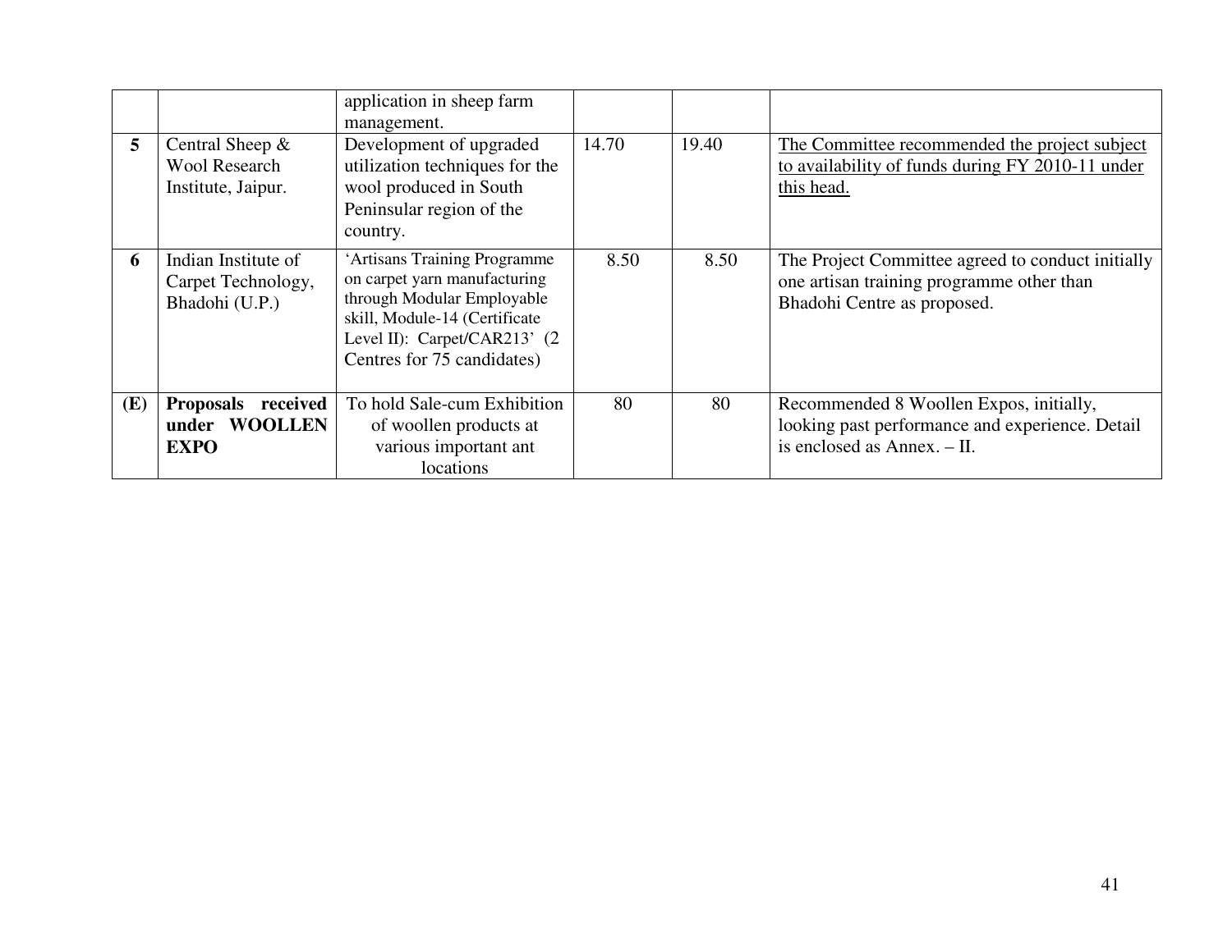|  |  |  |  |  |  |
|---|---|---|---|---|---|
|  |  | application in sheep farm management. |  |  |  |
| **5** | Central Sheep & Wool Research Institute, Jaipur. | Development of upgraded utilization techniques for the wool produced in South Peninsular region of the country. | 14.70 | 19.40 | The Committee recommended the project subject to availability of funds during FY 2010-11 under this head. |
| **6** | Indian Institute of Carpet Technology, Bhadohi (U.P.) | 'Artisans Training Programme on carpet yarn manufacturing through Modular Employable skill, Module-14 (Certificate Level II): Carpet/CAR213' (2 Centres for 75 candidates) | 8.50 | 8.50 | The Project Committee agreed to conduct initially one artisan training programme other than Bhadohi Centre as proposed. |
| **(E)** | **Proposals received under WOOLLEN EXPO** | To hold Sale-cum Exhibition of woollen products at various important ant locations | 80 | 80 | Recommended 8 Woollen Expos, initially, looking past performance and experience. Detail is enclosed as Annex. – II. |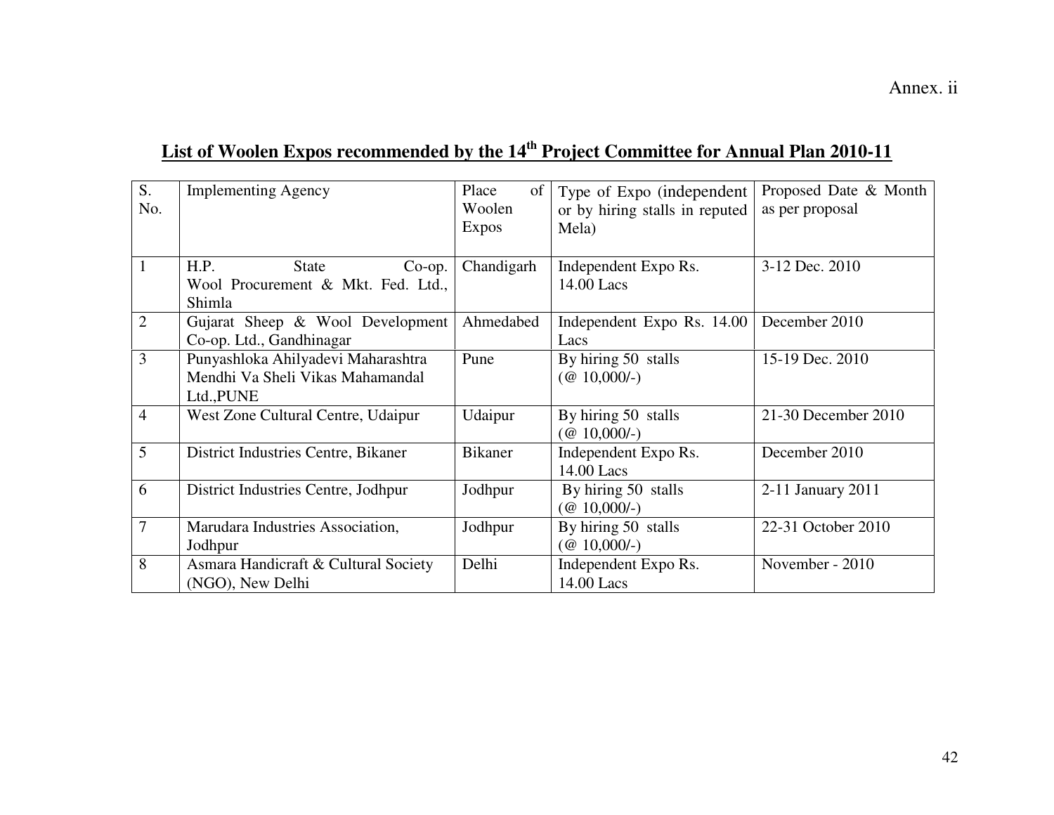Annex. ii

## List of Woolen Expos recommended by the 14th Project Committee for Annual Plan 2010-11

| S. No. | Implementing Agency | Place of Woolen Expos | Type of Expo (independent or by hiring stalls in reputed Mela) | Proposed Date & Month as per proposal |
|---|---|---|---|---|
| 1 | H.P. State Co-op. Wool Procurement & Mkt. Fed. Ltd., Shimla | Chandigarh | Independent Expo Rs. 14.00 Lacs | 3-12 Dec. 2010 |
| 2 | Gujarat Sheep & Wool Development Co-op. Ltd., Gandhinagar | Ahmedabed | Independent Expo Rs. 14.00 Lacs | December 2010 |
| 3 | Punyashloka Ahilyadevi Maharashtra Mendhi Va Sheli Vikas Mahamandal Ltd.,PUNE | Pune | By hiring 50 stalls (@ 10,000/-) | 15-19 Dec. 2010 |
| 4 | West Zone Cultural Centre, Udaipur | Udaipur | By hiring 50 stalls (@ 10,000/-) | 21-30 December 2010 |
| 5 | District Industries Centre, Bikaner | Bikaner | Independent Expo Rs. 14.00 Lacs | December 2010 |
| 6 | District Industries Centre, Jodhpur | Jodhpur | By hiring 50 stalls (@ 10,000/-) | 2-11 January 2011 |
| 7 | Marudara Industries Association, Jodhpur | Jodhpur | By hiring 50 stalls (@ 10,000/-) | 22-31 October 2010 |
| 8 | Asmara Handicraft & Cultural Society (NGO), New Delhi | Delhi | Independent Expo Rs. 14.00 Lacs | November - 2010 |